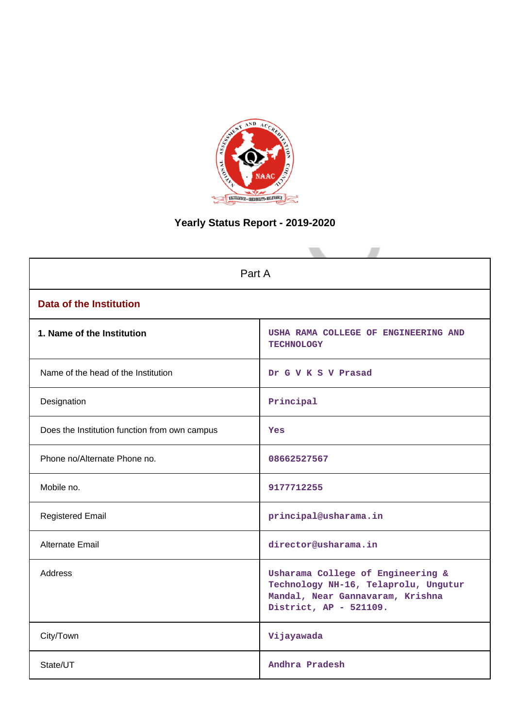# Yearly Status Report - 2019-2020

| Part A | |
|---|---|
| **Data of the Institution** | |
| **1. Name of the Institution** | USHA RAMA COLLEGE OF ENGINEERING AND TECHNOLOGY |
| Name of the head of the Institution | Dr G V K S V Prasad |
| Designation | Principal |
| Does the Institution function from own campus | Yes |
| Phone no/Alternate Phone no. | 08662527567 |
| Mobile no. | 9177712255 |
| Registered Email | principal@usharama.in |
| Alternate Email | director@usharama.in |
| Address | Usharama College of Engineering & Technology NH-16, Telaprolu, Ungutur Mandal, Near Gannavaram, Krishna District, AP - 521109. |
| City/Town | Vijayawada |
| State/UT | Andhra Pradesh |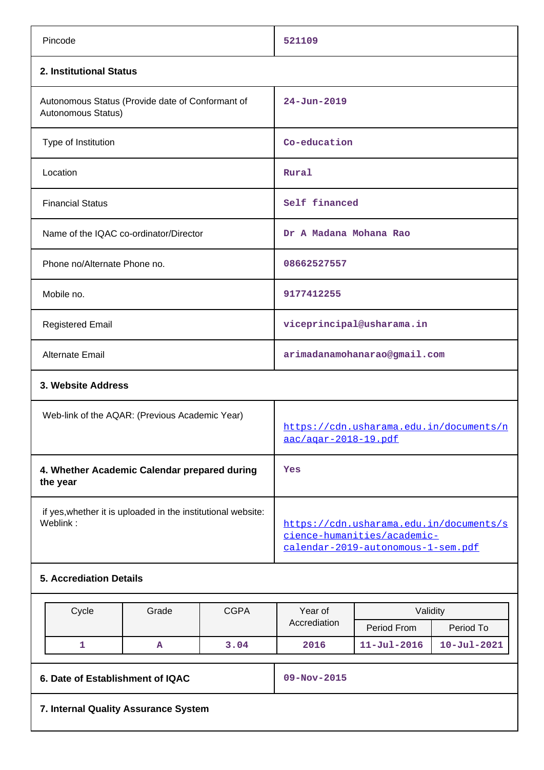| | |
|---|---|
| Pincode | 521109 |

**2. Institutional Status**

| | |
|---|---|
| Autonomous Status (Provide date of Conformant of Autonomous Status) | 24-Jun-2019 |
| Type of Institution | Co-education |
| Location | Rural |
| Financial Status | Self financed |
| Name of the IQAC co-ordinator/Director | Dr A Madana Mohana Rao |
| Phone no/Alternate Phone no. | 08662527557 |
| Mobile no. | 9177412255 |
| Registered Email | viceprincipal@usharama.in |
| Alternate Email | arimadanamohanarao@gmail.com |

**3. Website Address**

| | |
|---|---|
| Web-link of the AQAR: (Previous Academic Year) | https://cdn.usharama.edu.in/documents/naac/aqar-2018-19.pdf |
| **4. Whether Academic Calendar prepared during the year** | Yes |
| if yes,whether it is uploaded in the institutional website: Weblink : | https://cdn.usharama.edu.in/documents/science-humanities/academic-calendar-2019-autonomous-1-sem.pdf |

**5. Accrediation Details**

| Cycle | Grade | CGPA | Year of Accrediation | Validity | |
|---|---|---|---|---|---|
| | | | | Period From | Period To |
| 1 | A | 3.04 | 2016 | 11-Jul-2016 | 10-Jul-2021 |

| | |
|---|---|
| **6. Date of Establishment of IQAC** | 09-Nov-2015 |

**7. Internal Quality Assurance System**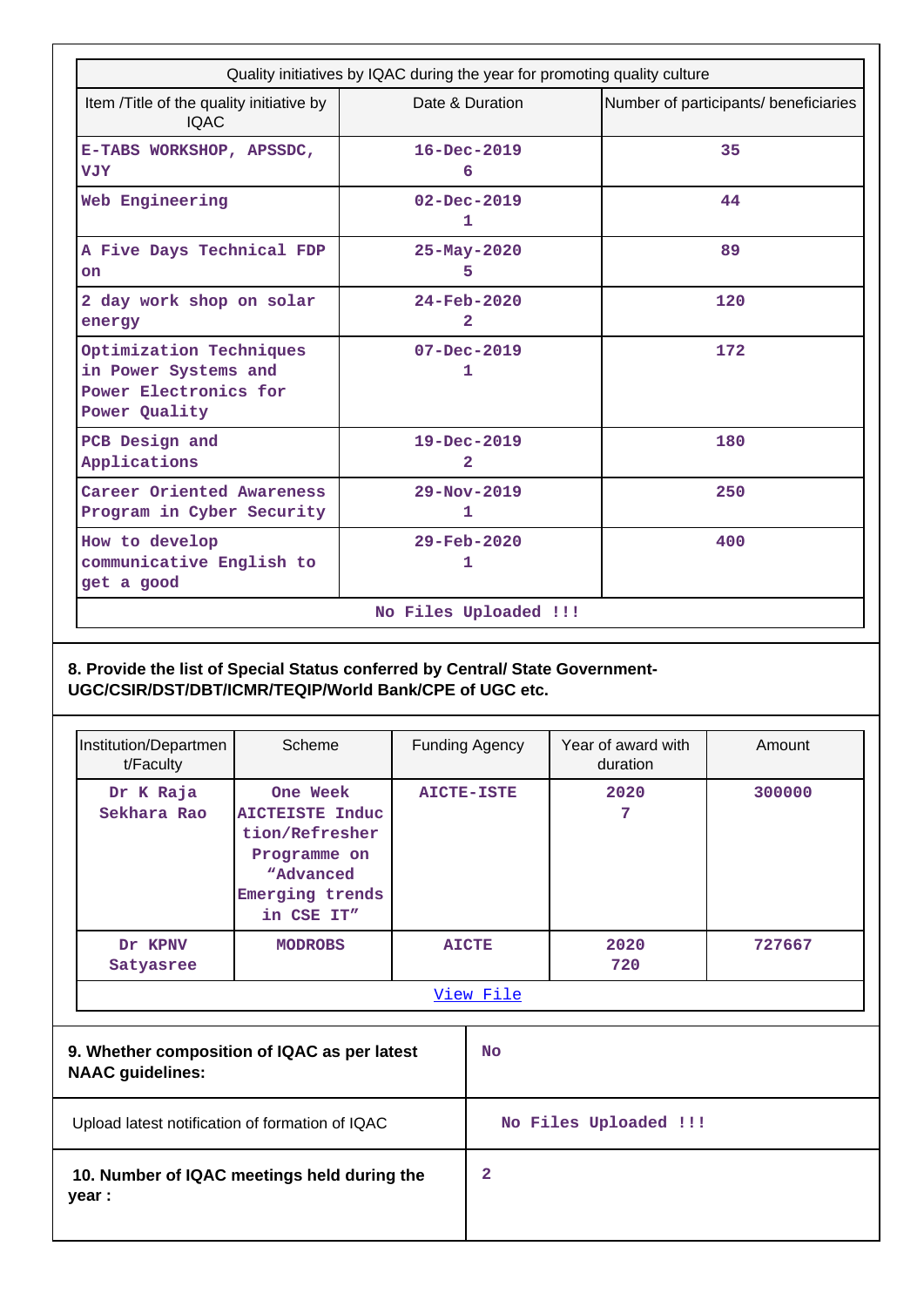| Quality initiatives by IQAC during the year for promoting quality culture | | |
|---|---|---|
| Item /Title of the quality initiative by IQAC | Date & Duration | Number of participants/ beneficiaries |
| E-TABS WORKSHOP, APSSDC, VJY | 16-Dec-2019 6 | 35 |
| Web Engineering | 02-Dec-2019 1 | 44 |
| A Five Days Technical FDP on | 25-May-2020 5 | 89 |
| 2 day work shop on solar energy | 24-Feb-2020 2 | 120 |
| Optimization Techniques in Power Systems and Power Electronics for Power Quality | 07-Dec-2019 1 | 172 |
| PCB Design and Applications | 19-Dec-2019 2 | 180 |
| Career Oriented Awareness Program in Cyber Security | 29-Nov-2019 1 | 250 |
| How to develop communicative English to get a good | 29-Feb-2020 1 | 400 |
| No Files Uploaded !!! | | |

**8. Provide the list of Special Status conferred by Central/ State Government-UGC/CSIR/DST/DBT/ICMR/TEQIP/World Bank/CPE of UGC etc.**

| Institution/Department/Faculty | Scheme | Funding Agency | Year of award with duration | Amount |
|---|---|---|---|---|
| Dr K Raja Sekhara Rao | One Week AICTEISTE Induction/Refresher Programme on "Advanced Emerging trends in CSE IT" | AICTE-ISTE | 2020 7 | 300000 |
| Dr KPNV Satyasree | MODROBS | AICTE | 2020 720 | 727667 |
| View File | | | | |

| | |
|---|---|
| **9. Whether composition of IQAC as per latest NAAC guidelines:** | No |
| Upload latest notification of formation of IQAC | No Files Uploaded !!! |
| **10. Number of IQAC meetings held during the year :** | 2 |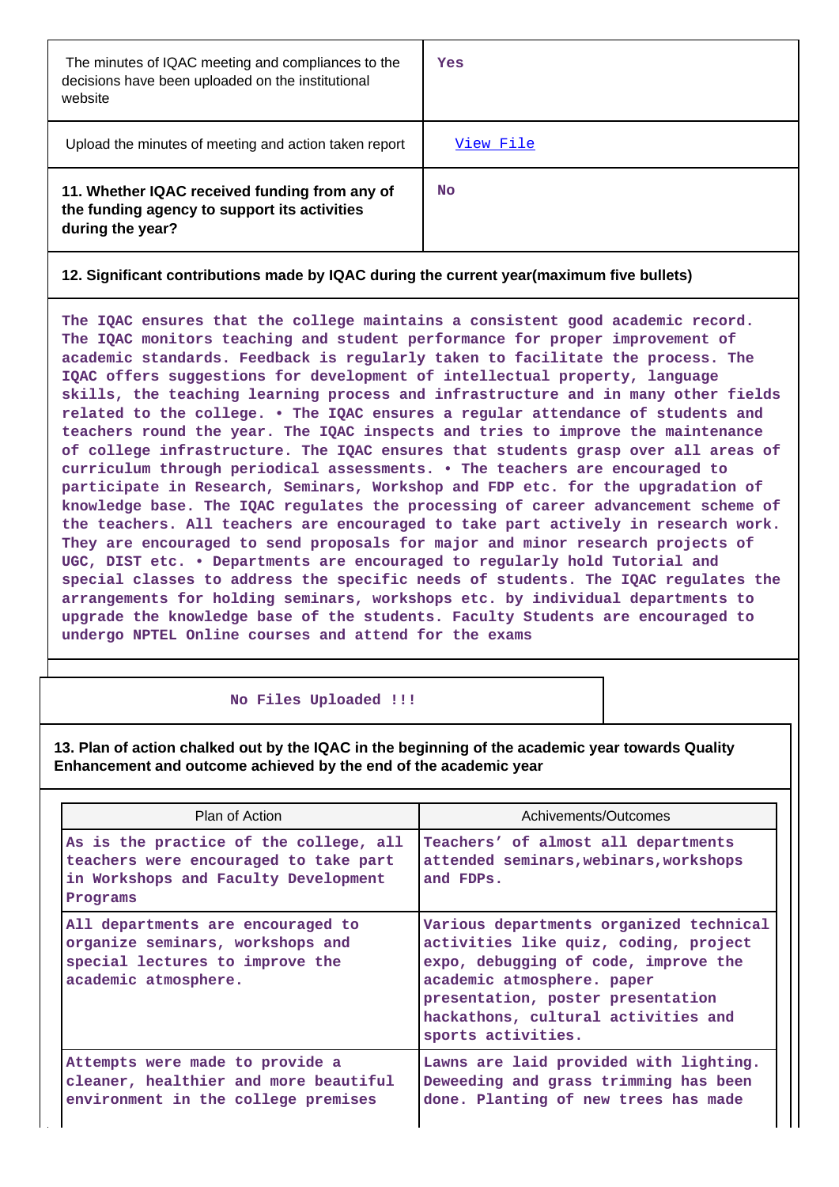| The minutes of IQAC meeting and compliances to the decisions have been uploaded on the institutional website | Yes |
|---|---|
| Upload the minutes of meeting and action taken report | [View File](#) |
| **11. Whether IQAC received funding from any of the funding agency to support its activities during the year?** | No |

**12. Significant contributions made by IQAC during the current year(maximum five bullets)**

The IQAC ensures that the college maintains a consistent good academic record. The IQAC monitors teaching and student performance for proper improvement of academic standards. Feedback is regularly taken to facilitate the process. The IQAC offers suggestions for development of intellectual property, language skills, the teaching learning process and infrastructure and in many other fields related to the college. • The IQAC ensures a regular attendance of students and teachers round the year. The IQAC inspects and tries to improve the maintenance of college infrastructure. The IQAC ensures that students grasp over all areas of curriculum through periodical assessments. • The teachers are encouraged to participate in Research, Seminars, Workshop and FDP etc. for the upgradation of knowledge base. The IQAC regulates the processing of career advancement scheme of the teachers. All teachers are encouraged to take part actively in research work. They are encouraged to send proposals for major and minor research projects of UGC, DIST etc. • Departments are encouraged to regularly hold Tutorial and special classes to address the specific needs of students. The IQAC regulates the arrangements for holding seminars, workshops etc. by individual departments to upgrade the knowledge base of the students. Faculty Students are encouraged to undergo NPTEL Online courses and attend for the exams

No Files Uploaded !!!

**13. Plan of action chalked out by the IQAC in the beginning of the academic year towards Quality Enhancement and outcome achieved by the end of the academic year**

| Plan of Action | Achivements/Outcomes |
|---|---|
| As is the practice of the college, all teachers were encouraged to take part in Workshops and Faculty Development Programs | Teachers' of almost all departments attended seminars,webinars,workshops and FDPs. |
| All departments are encouraged to organize seminars, workshops and special lectures to improve the academic atmosphere. | Various departments organized technical activities like quiz, coding, project expo, debugging of code, improve the academic atmosphere. paper presentation, poster presentation hackathons, cultural activities and sports activities. |
| Attempts were made to provide a cleaner, healthier and more beautiful environment in the college premises | Lawns are laid provided with lighting. Deweeding and grass trimming has been done. Planting of new trees has made |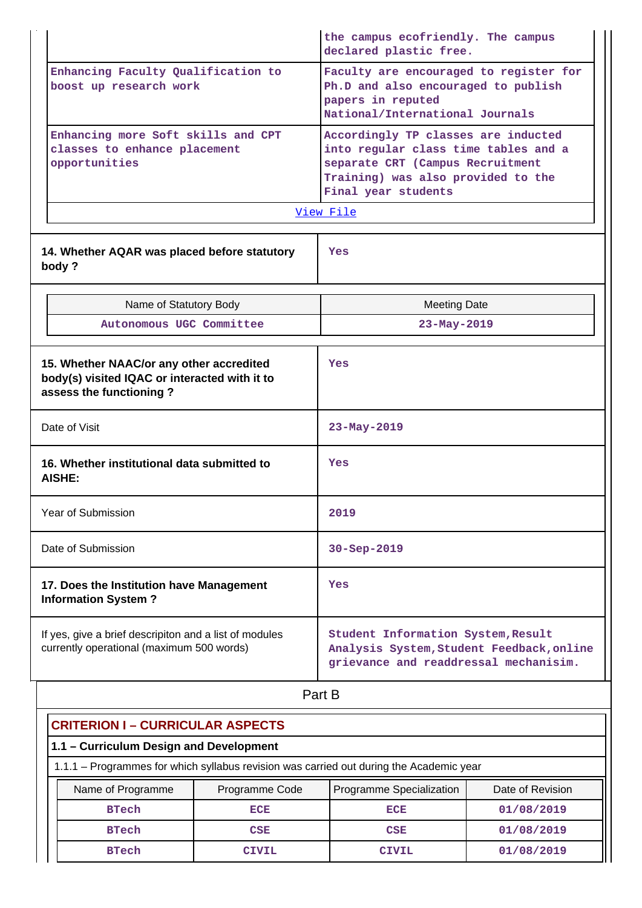| | |
|---|---|
| | the campus ecofriendly. The campus declared plastic free. |
| Enhancing Faculty Qualification to boost up research work | Faculty are encouraged to register for Ph.D and also encouraged to publish papers in reputed National/International Journals |
| Enhancing more Soft skills and CPT classes to enhance placement opportunities | Accordingly TP classes are inducted into regular class time tables and a separate CRT (Campus Recruitment Training) was also provided to the Final year students |

View File

| | |
|---|---|
| **14. Whether AQAR was placed before statutory body ?** | Yes |

| Name of Statutory Body | Meeting Date |
|---|---|
| Autonomous UGC Committee | 23-May-2019 |

| | |
|---|---|
| **15. Whether NAAC/or any other accredited body(s) visited IQAC or interacted with it to assess the functioning ?** | Yes |
| Date of Visit | 23-May-2019 |
| **16. Whether institutional data submitted to AISHE:** | Yes |
| Year of Submission | 2019 |
| Date of Submission | 30-Sep-2019 |
| **17. Does the Institution have Management Information System ?** | Yes |
| If yes, give a brief descripiton and a list of modules currently operational (maximum 500 words) | Student Information System,Result Analysis System,Student Feedback,online grievance and readdressal mechanisim. |

## Part B

## CRITERION I – CURRICULAR ASPECTS

### 1.1 – Curriculum Design and Development

1.1.1 – Programmes for which syllabus revision was carried out during the Academic year

| Name of Programme | Programme Code | Programme Specialization | Date of Revision |
|---|---|---|---|
| BTech | ECE | ECE | 01/08/2019 |
| BTech | CSE | CSE | 01/08/2019 |
| BTech | CIVIL | CIVIL | 01/08/2019 |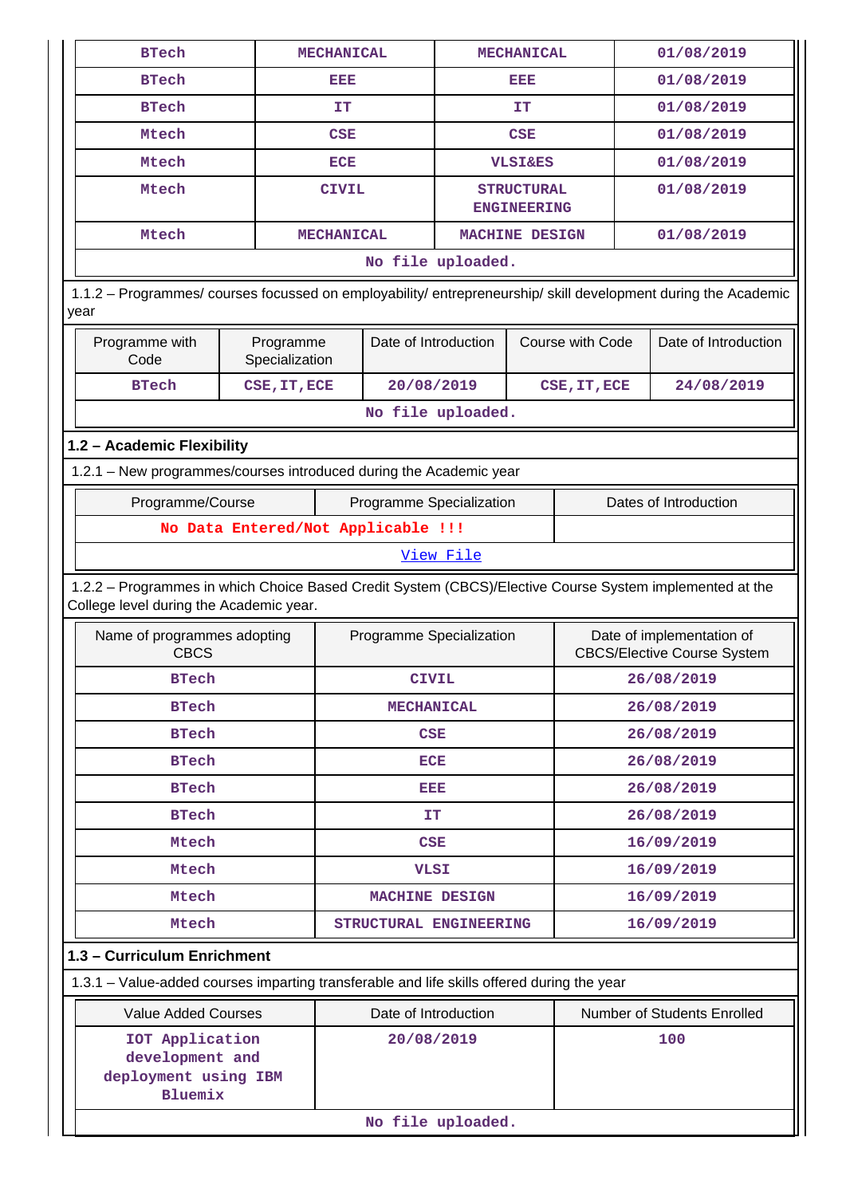| BTech | MECHANICAL | MECHANICAL | 01/08/2019 |
|---|---|---|---|
| BTech | EEE | EEE | 01/08/2019 |
| BTech | IT | IT | 01/08/2019 |
| Mtech | CSE | CSE | 01/08/2019 |
| Mtech | ECE | VLSI&ES | 01/08/2019 |
| Mtech | CIVIL | STRUCTURAL ENGINEERING | 01/08/2019 |
| Mtech | MECHANICAL | MACHINE DESIGN | 01/08/2019 |
| No file uploaded. | | | |

1.1.2 – Programmes/ courses focussed on employability/ entrepreneurship/ skill development during the Academic year

| Programme with Code | Programme Specialization | Date of Introduction | Course with Code | Date of Introduction |
|---|---|---|---|---|
| BTech | CSE,IT,ECE | 20/08/2019 | CSE,IT,ECE | 24/08/2019 |
| No file uploaded. | | | | |

## 1.2 – Academic Flexibility

1.2.1 – New programmes/courses introduced during the Academic year

| Programme/Course | Programme Specialization | Dates of Introduction |
|---|---|---|
| No Data Entered/Not Applicable !!! | | |
| View File | | |

1.2.2 – Programmes in which Choice Based Credit System (CBCS)/Elective Course System implemented at the College level during the Academic year.

| Name of programmes adopting CBCS | Programme Specialization | Date of implementation of CBCS/Elective Course System |
|---|---|---|
| BTech | CIVIL | 26/08/2019 |
| BTech | MECHANICAL | 26/08/2019 |
| BTech | CSE | 26/08/2019 |
| BTech | ECE | 26/08/2019 |
| BTech | EEE | 26/08/2019 |
| BTech | IT | 26/08/2019 |
| Mtech | CSE | 16/09/2019 |
| Mtech | VLSI | 16/09/2019 |
| Mtech | MACHINE DESIGN | 16/09/2019 |
| Mtech | STRUCTURAL ENGINEERING | 16/09/2019 |

## 1.3 – Curriculum Enrichment

1.3.1 – Value-added courses imparting transferable and life skills offered during the year

| Value Added Courses | Date of Introduction | Number of Students Enrolled |
|---|---|---|
| IOT Application development and deployment using IBM Bluemix | 20/08/2019 | 100 |
| No file uploaded. | | |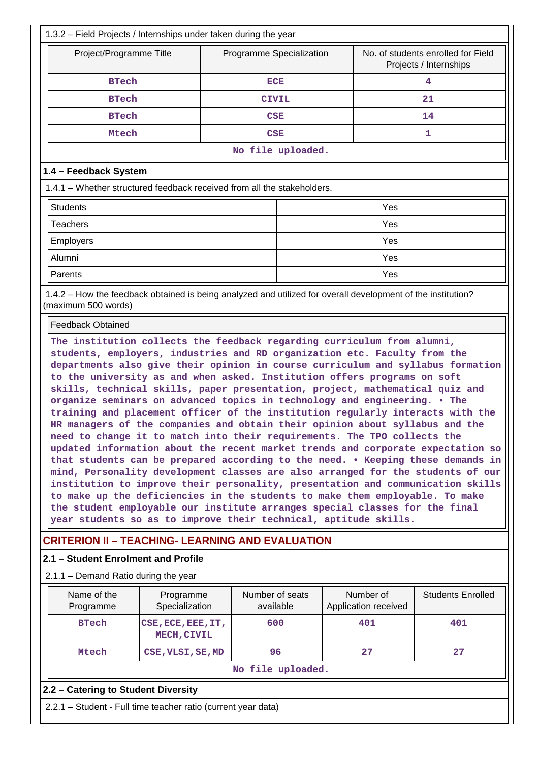1.3.2 – Field Projects / Internships under taken during the year

| Project/Programme Title | Programme Specialization | No. of students enrolled for Field Projects / Internships |
|---|---|---|
| BTech | ECE | 4 |
| BTech | CIVIL | 21 |
| BTech | CSE | 14 |
| Mtech | CSE | 1 |
| No file uploaded. | | |

### 1.4 – Feedback System

1.4.1 – Whether structured feedback received from all the stakeholders.

| | |
|---|---|
| Students | Yes |
| Teachers | Yes |
| Employers | Yes |
| Alumni | Yes |
| Parents | Yes |

1.4.2 – How the feedback obtained is being analyzed and utilized for overall development of the institution? (maximum 500 words)

Feedback Obtained

The institution collects the feedback regarding curriculum from alumni, students, employers, industries and RD organization etc. Faculty from the departments also give their opinion in course curriculum and syllabus formation to the university as and when asked. Institution offers programs on soft skills, technical skills, paper presentation, project, mathematical quiz and organize seminars on advanced topics in technology and engineering. • The training and placement officer of the institution regularly interacts with the HR managers of the companies and obtain their opinion about syllabus and the need to change it to match into their requirements. The TPO collects the updated information about the recent market trends and corporate expectation so that students can be prepared according to the need. • Keeping these demands in mind, Personality development classes are also arranged for the students of our institution to improve their personality, presentation and communication skills to make up the deficiencies in the students to make them employable. To make the student employable our institute arranges special classes for the final year students so as to improve their technical, aptitude skills.

## CRITERION II – TEACHING- LEARNING AND EVALUATION

### 2.1 – Student Enrolment and Profile

2.1.1 – Demand Ratio during the year

| Name of the Programme | Programme Specialization | Number of seats available | Number of Application received | Students Enrolled |
|---|---|---|---|---|
| BTech | CSE,ECE,EEE,IT,MECH,CIVIL | 600 | 401 | 401 |
| Mtech | CSE,VLSI,SE,MD | 96 | 27 | 27 |
| No file uploaded. | | | | |

### 2.2 – Catering to Student Diversity

2.2.1 – Student - Full time teacher ratio (current year data)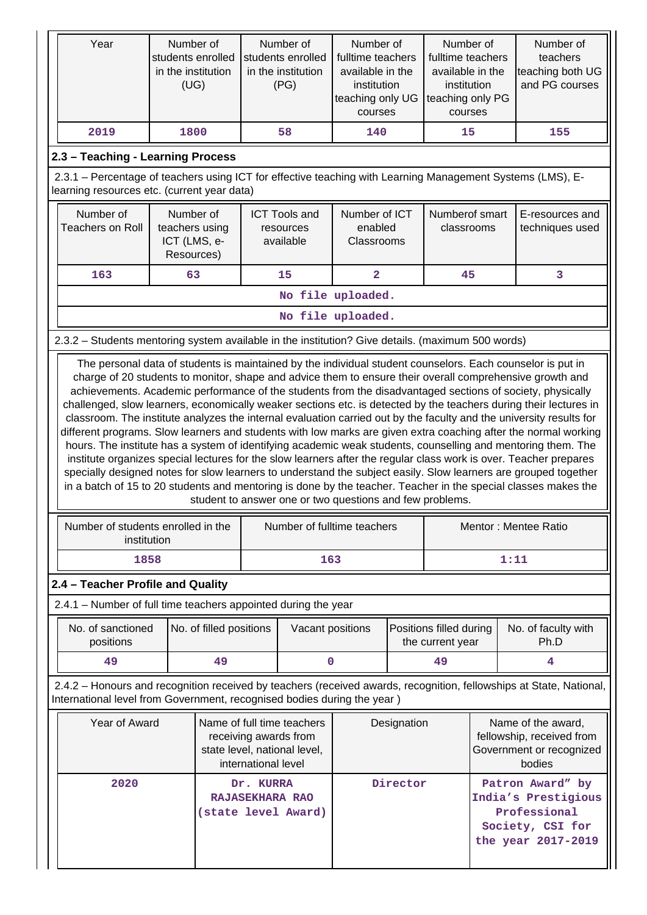| Year | Number of students enrolled in the institution (UG) | Number of students enrolled in the institution (PG) | Number of fulltime teachers available in the institution teaching only UG courses | Number of fulltime teachers available in the institution teaching only PG courses | Number of teachers teaching both UG and PG courses |
|---|---|---|---|---|---|
| 2019 | 1800 | 58 | 140 | 15 | 155 |

### 2.3 – Teaching - Learning Process

2.3.1 – Percentage of teachers using ICT for effective teaching with Learning Management Systems (LMS), E-learning resources etc. (current year data)

| Number of Teachers on Roll | Number of teachers using ICT (LMS, e-Resources) | ICT Tools and resources available | Number of ICT enabled Classrooms | Numberof smart classrooms | E-resources and techniques used |
|---|---|---|---|---|---|
| 163 | 63 | 15 | 2 | 45 | 3 |
| No file uploaded. | | | | | |
| No file uploaded. | | | | | |

2.3.2 – Students mentoring system available in the institution? Give details. (maximum 500 words)

The personal data of students is maintained by the individual student counselors. Each counselor is put in charge of 20 students to monitor, shape and advice them to ensure their overall comprehensive growth and achievements. Academic performance of the students from the disadvantaged sections of society, physically challenged, slow learners, economically weaker sections etc. is detected by the teachers during their lectures in classroom. The institute analyzes the internal evaluation carried out by the faculty and the university results for different programs. Slow learners and students with low marks are given extra coaching after the normal working hours. The institute has a system of identifying academic weak students, counselling and mentoring them. The institute organizes special lectures for the slow learners after the regular class work is over. Teacher prepares specially designed notes for slow learners to understand the subject easily. Slow learners are grouped together in a batch of 15 to 20 students and mentoring is done by the teacher. Teacher in the special classes makes the student to answer one or two questions and few problems.

| Number of students enrolled in the institution | Number of fulltime teachers | Mentor : Mentee Ratio |
|---|---|---|
| 1858 | 163 | 1:11 |

### 2.4 – Teacher Profile and Quality

2.4.1 – Number of full time teachers appointed during the year

| No. of sanctioned positions | No. of filled positions | Vacant positions | Positions filled during the current year | No. of faculty with Ph.D |
|---|---|---|---|---|
| 49 | 49 | 0 | 49 | 4 |

2.4.2 – Honours and recognition received by teachers (received awards, recognition, fellowships at State, National, International level from Government, recognised bodies during the year )

| Year of Award | Name of full time teachers receiving awards from state level, national level, international level | Designation | Name of the award, fellowship, received from Government or recognized bodies |
|---|---|---|---|
| 2020 | Dr. KURRA RAJASEKHARA RAO (state level Award) | Director | Patron Award" by India's Prestigious Professional Society, CSI for the year 2017-2019 |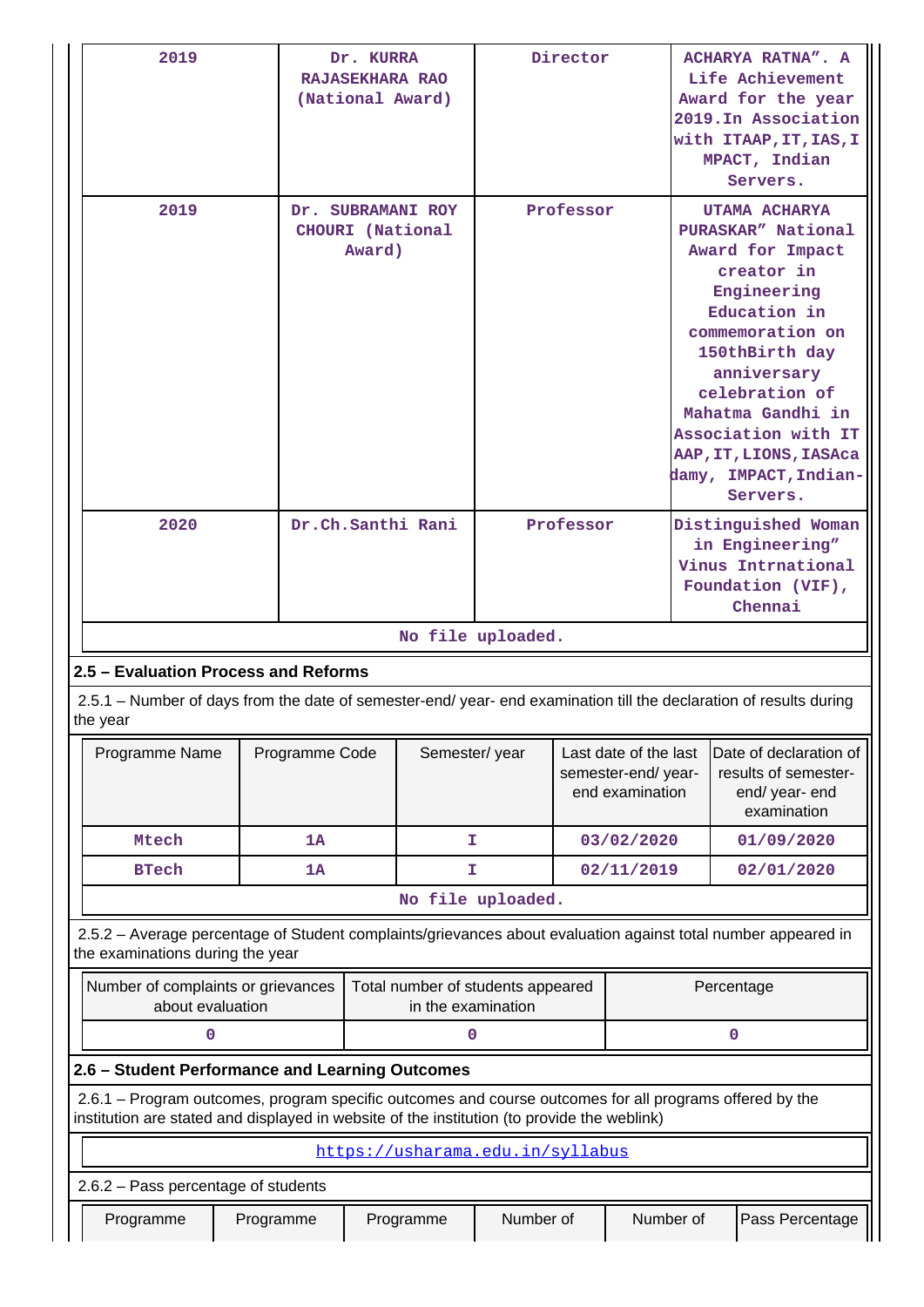| 2019 | Dr. KURRA RAJASEKHARA RAO (National Award) | Director | ACHARYA RATNA". A Life Achievement Award for the year 2019.In Association with ITAAP,IT,IAS,IMPACT, Indian Servers. |
|---|---|---|---|
| 2019 | Dr. SUBRAMANI ROY CHOURI (National Award) | Professor | UTAMA ACHARYA PURASKAR" National Award for Impact creator in Engineering Education in commemoration on 150thBirth day anniversary celebration of Mahatma Gandhi in Association with ITAAP,IT,LIONS,IASAcadamy, IMPACT,Indian-Servers. |
| 2020 | Dr.Ch.Santhi Rani | Professor | Distinguished Woman in Engineering" Vinus Intrnational Foundation (VIF), Chennai |
| No file uploaded. | | | |

## 2.5 – Evaluation Process and Reforms

2.5.1 – Number of days from the date of semester-end/ year- end examination till the declaration of results during the year

| Programme Name | Programme Code | Semester/ year | Last date of the last semester-end/ year- end examination | Date of declaration of results of semester- end/ year- end examination |
|---|---|---|---|---|
| Mtech | 1A | I | 03/02/2020 | 01/09/2020 |
| BTech | 1A | I | 02/11/2019 | 02/01/2020 |
| No file uploaded. | | | | |

2.5.2 – Average percentage of Student complaints/grievances about evaluation against total number appeared in the examinations during the year

| Number of complaints or grievances about evaluation | Total number of students appeared in the examination | Percentage |
|---|---|---|
| 0 | 0 | 0 |

## 2.6 – Student Performance and Learning Outcomes

2.6.1 – Program outcomes, program specific outcomes and course outcomes for all programs offered by the institution are stated and displayed in website of the institution (to provide the weblink)

https://usharama.edu.in/syllabus

2.6.2 – Pass percentage of students

| Programme | Programme | Programme | Number of | Number of | Pass Percentage |
|---|---|---|---|---|---|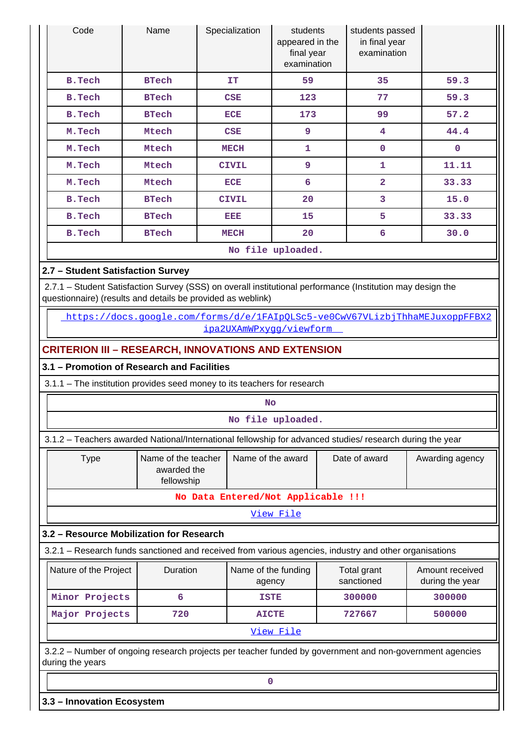| Code | Name | Specialization | students appeared in the final year examination | students passed in final year examination | |
|---|---|---|---|---|---|
| B.Tech | BTech | IT | 59 | 35 | 59.3 |
| B.Tech | BTech | CSE | 123 | 77 | 59.3 |
| B.Tech | BTech | ECE | 173 | 99 | 57.2 |
| M.Tech | Mtech | CSE | 9 | 4 | 44.4 |
| M.Tech | Mtech | MECH | 1 | 0 | 0 |
| M.Tech | Mtech | CIVIL | 9 | 1 | 11.11 |
| M.Tech | Mtech | ECE | 6 | 2 | 33.33 |
| B.Tech | BTech | CIVIL | 20 | 3 | 15.0 |
| B.Tech | BTech | EEE | 15 | 5 | 33.33 |
| B.Tech | BTech | MECH | 20 | 6 | 30.0 |

No file uploaded.

### 2.7 – Student Satisfaction Survey

2.7.1 – Student Satisfaction Survey (SSS) on overall institutional performance (Institution may design the questionnaire) (results and details be provided as weblink)

https://docs.google.com/forms/d/e/1FAIpQLSc5-ve0CwV67VLizbjThhaMEJuxoppFFBX2ipa2UXAmWPxygg/viewform

## CRITERION III – RESEARCH, INNOVATIONS AND EXTENSION

### 3.1 – Promotion of Research and Facilities

3.1.1 – The institution provides seed money to its teachers for research

No

No file uploaded.

3.1.2 – Teachers awarded National/International fellowship for advanced studies/ research during the year

| Type | Name of the teacher awarded the fellowship | Name of the award | Date of award | Awarding agency |
|---|---|---|---|---|
| No Data Entered/Not Applicable !!! | | | | |

View File

### 3.2 – Resource Mobilization for Research

3.2.1 – Research funds sanctioned and received from various agencies, industry and other organisations

| Nature of the Project | Duration | Name of the funding agency | Total grant sanctioned | Amount received during the year |
|---|---|---|---|---|
| Minor Projects | 6 | ISTE | 300000 | 300000 |
| Major Projects | 720 | AICTE | 727667 | 500000 |

View File

3.2.2 – Number of ongoing research projects per teacher funded by government and non-government agencies during the years

0

### 3.3 – Innovation Ecosystem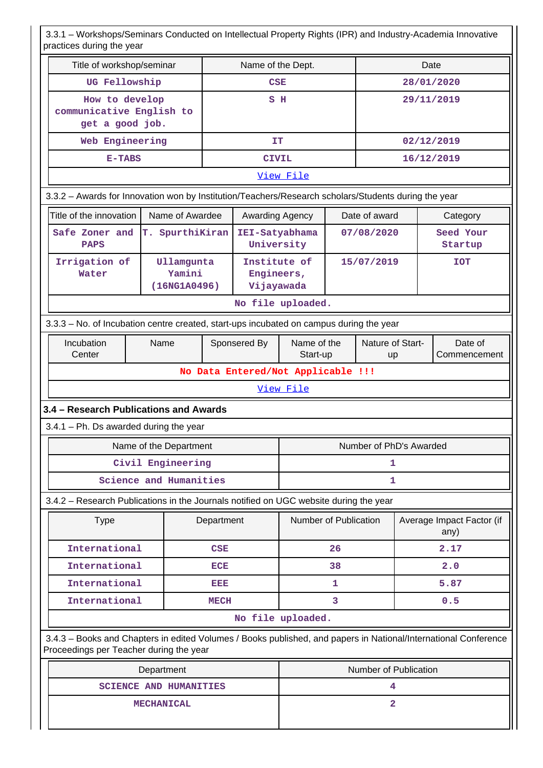3.3.1 – Workshops/Seminars Conducted on Intellectual Property Rights (IPR) and Industry-Academia Innovative practices during the year

| Title of workshop/seminar | Name of the Dept. | Date |
|---|---|---|
| UG Fellowship | CSE | 28/01/2020 |
| How to develop communicative English to get a good job. | S H | 29/11/2019 |
| Web Engineering | IT | 02/12/2019 |
| E-TABS | CIVIL | 16/12/2019 |
| View File | | |

3.3.2 – Awards for Innovation won by Institution/Teachers/Research scholars/Students during the year

| Title of the innovation | Name of Awardee | Awarding Agency | Date of award | Category |
|---|---|---|---|---|
| Safe Zoner and PAPS | T. SpurthiKiran | IEI-Satyabhama University | 07/08/2020 | Seed Your Startup |
| Irrigation of Water | Ullamgunta Yamini (16NG1A0496) | Institute of Engineers, Vijayawada | 15/07/2019 | IOT |
| No file uploaded. | | | | |

3.3.3 – No. of Incubation centre created, start-ups incubated on campus during the year

| Incubation Center | Name | Sponsered By | Name of the Start-up | Nature of Start-up | Date of Commencement |
|---|---|---|---|---|---|
| No Data Entered/Not Applicable !!! | | | | | |
| View File | | | | | |

### 3.4 – Research Publications and Awards

3.4.1 – Ph. Ds awarded during the year

| Name of the Department | Number of PhD's Awarded |
|---|---|
| Civil Engineering | 1 |
| Science and Humanities | 1 |

3.4.2 – Research Publications in the Journals notified on UGC website during the year

| Type | Department | Number of Publication | Average Impact Factor (if any) |
|---|---|---|---|
| International | CSE | 26 | 2.17 |
| International | ECE | 38 | 2.0 |
| International | EEE | 1 | 5.87 |
| International | MECH | 3 | 0.5 |
| No file uploaded. | | | |

3.4.3 – Books and Chapters in edited Volumes / Books published, and papers in National/International Conference Proceedings per Teacher during the year

| Department | Number of Publication |
|---|---|
| SCIENCE AND HUMANITIES | 4 |
| MECHANICAL | 2 |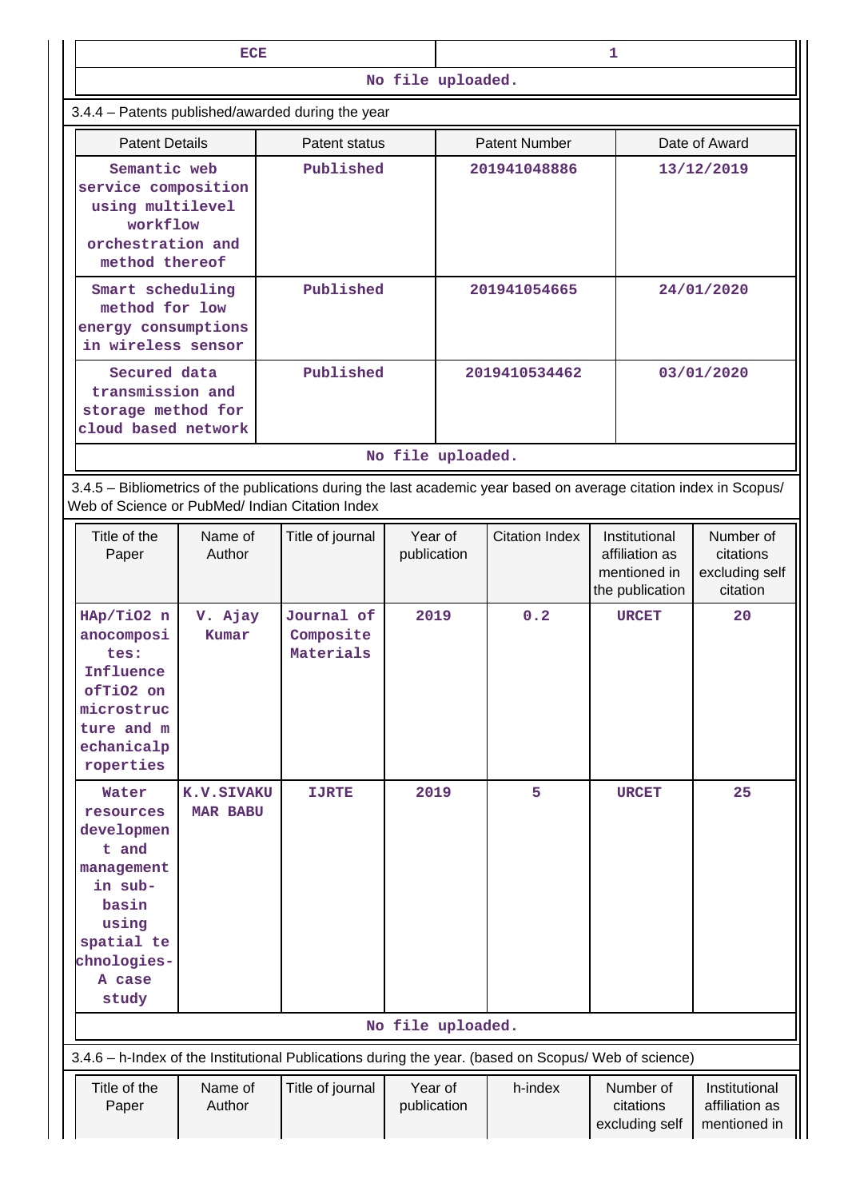| ECE | 1 |
|---|---|

No file uploaded.

3.4.4 – Patents published/awarded during the year

| Patent Details | Patent status | Patent Number | Date of Award |
|---|---|---|---|
| Semantic web service composition using multilevel workflow orchestration and method thereof | Published | 201941048886 | 13/12/2019 |
| Smart scheduling method for low energy consumptions in wireless sensor | Published | 201941054665 | 24/01/2020 |
| Secured data transmission and storage method for cloud based network | Published | 2019410534462 | 03/01/2020 |

No file uploaded.

3.4.5 – Bibliometrics of the publications during the last academic year based on average citation index in Scopus/ Web of Science or PubMed/ Indian Citation Index

| Title of the Paper | Name of Author | Title of journal | Year of publication | Citation Index | Institutional affiliation as mentioned in the publication | Number of citations excluding self citation |
|---|---|---|---|---|---|---|
| HAp/TiO2 nanocomposites: Influence ofTiO2 on microstructure and mechanicalproperties | V. Ajay Kumar | Journal of Composite Materials | 2019 | 0.2 | URCET | 20 |
| Water resources development and management in sub-basin using spatial technologies-A case study | K.V.SIVAKUMAR BABU | IJRTE | 2019 | 5 | URCET | 25 |

No file uploaded.

3.4.6 – h-Index of the Institutional Publications during the year. (based on Scopus/ Web of science)

| Title of the Paper | Name of Author | Title of journal | Year of publication | h-index | Number of citations excluding self | Institutional affiliation as mentioned in |
|---|---|---|---|---|---|---|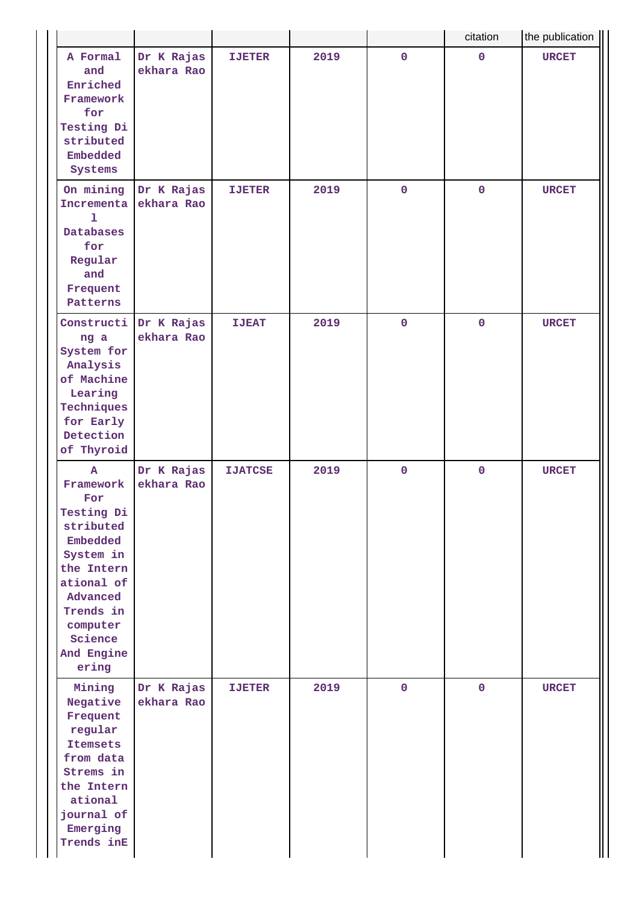| | | | | | citation | the publication |
|---|---|---|---|---|---|---|
| A Formal and Enriched Framework for Testing Distributed Embedded Systems | Dr K Rajasekhara Rao | IJETER | 2019 | 0 | 0 | URCET |
| On mining Incremental Databases for Regular and Frequent Patterns | Dr K Rajasekhara Rao | IJETER | 2019 | 0 | 0 | URCET |
| Constructing a System for Analysis of Machine Learing Techniques for Early Detection of Thyroid | Dr K Rajasekhara Rao | IJEAT | 2019 | 0 | 0 | URCET |
| A Framework For Testing Distributed Embedded System in the International of Advanced Trends in computer Science And Engineering | Dr K Rajasekhara Rao | IJATCSE | 2019 | 0 | 0 | URCET |
| Mining Negative Frequent regular Itemsets from data Strems in the International journal of Emerging Trends inE | Dr K Rajasekhara Rao | IJETER | 2019 | 0 | 0 | URCET |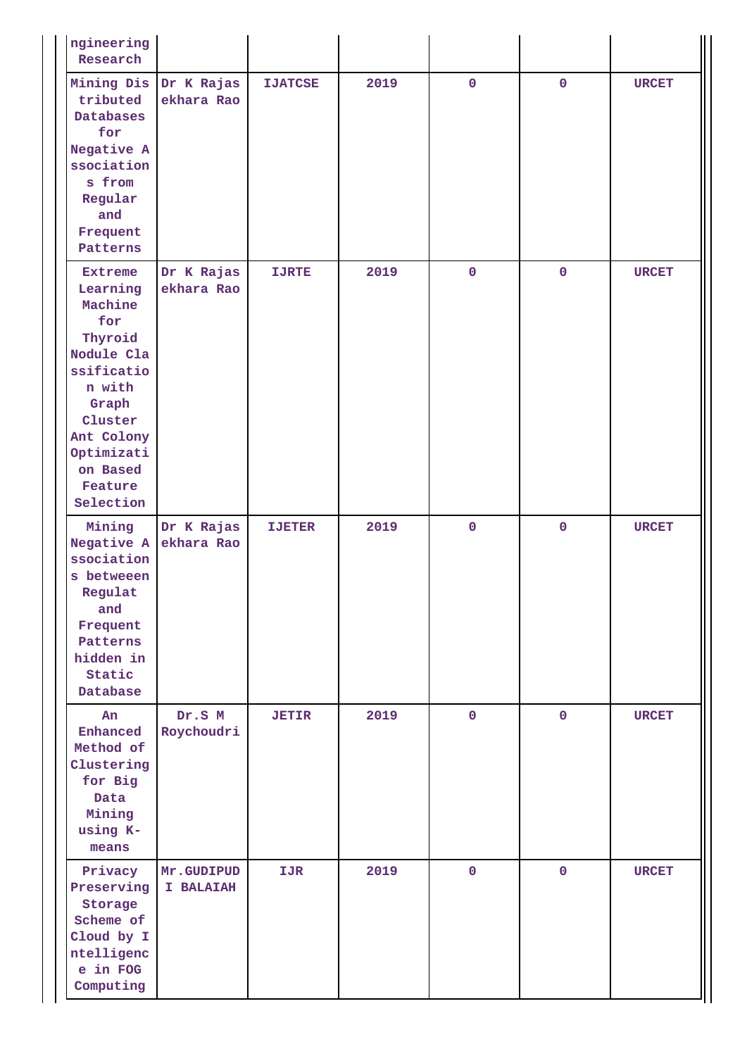| ngineering Research | | | | | | |
|---|---|---|---|---|---|---|
| Mining Distributed Databases for Negative Associations from Regular and Frequent Patterns | Dr K Rajasekhara Rao | IJATCSE | 2019 | 0 | 0 | URCET |
| Extreme Learning Machine for Thyroid Nodule Classification with Graph Cluster Ant Colony Optimization Based Feature Selection | Dr K Rajasekhara Rao | IJRTE | 2019 | 0 | 0 | URCET |
| Mining Negative Associations between Regulat and Frequent Patterns hidden in Static Database | Dr K Rajasekhara Rao | IJETER | 2019 | 0 | 0 | URCET |
| An Enhanced Method of Clustering for Big Data Mining using K-means | Dr.S M Roychoudri | JETIR | 2019 | 0 | 0 | URCET |
| Privacy Preserving Storage Scheme of Cloud by Intelligence in FOG Computing | Mr.GUDIPUDI BALAIAH | IJR | 2019 | 0 | 0 | URCET |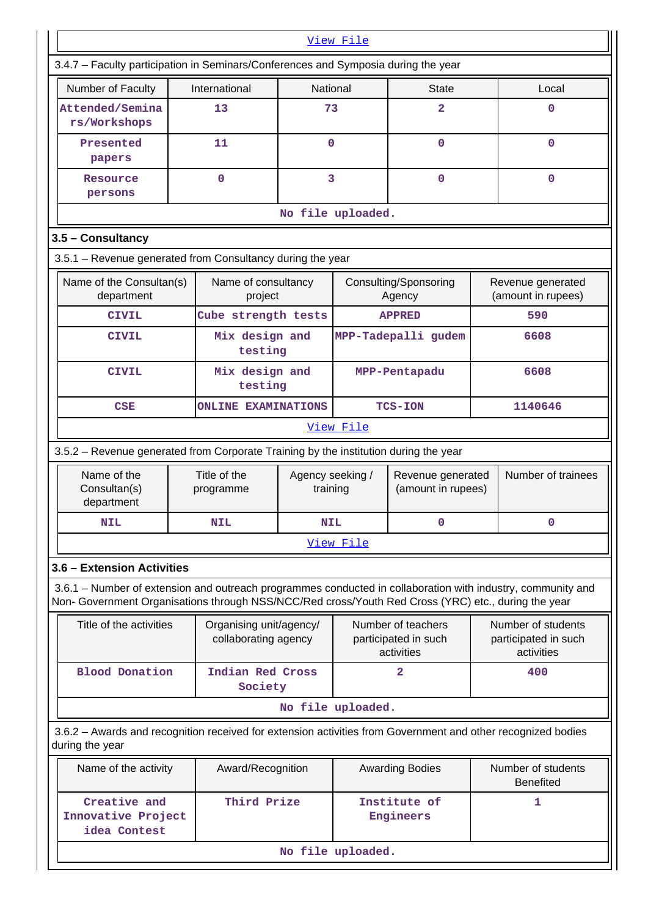[View File](#)

3.4.7 – Faculty participation in Seminars/Conferences and Symposia during the year

| Number of Faculty | International | National | State | Local |
|---|---|---|---|---|
| Attended/Seminars/Workshops | 13 | 73 | 2 | 0 |
| Presented papers | 11 | 0 | 0 | 0 |
| Resource persons | 0 | 3 | 0 | 0 |

No file uploaded.

## 3.5 – Consultancy

3.5.1 – Revenue generated from Consultancy during the year

| Name of the Consultan(s) department | Name of consultancy project | Consulting/Sponsoring Agency | Revenue generated (amount in rupees) |
|---|---|---|---|
| CIVIL | Cube strength tests | APPRED | 590 |
| CIVIL | Mix design and testing | MPP-Tadepalli gudem | 6608 |
| CIVIL | Mix design and testing | MPP-Pentapadu | 6608 |
| CSE | ONLINE EXAMINATIONS | TCS-ION | 1140646 |

[View File](#)

3.5.2 – Revenue generated from Corporate Training by the institution during the year

| Name of the Consultan(s) department | Title of the programme | Agency seeking / training | Revenue generated (amount in rupees) | Number of trainees |
|---|---|---|---|---|
| NIL | NIL | NIL | 0 | 0 |

[View File](#)

## 3.6 – Extension Activities

3.6.1 – Number of extension and outreach programmes conducted in collaboration with industry, community and Non- Government Organisations through NSS/NCC/Red cross/Youth Red Cross (YRC) etc., during the year

| Title of the activities | Organising unit/agency/ collaborating agency | Number of teachers participated in such activities | Number of students participated in such activities |
|---|---|---|---|
| Blood Donation | Indian Red Cross Society | 2 | 400 |

No file uploaded.

3.6.2 – Awards and recognition received for extension activities from Government and other recognized bodies during the year

| Name of the activity | Award/Recognition | Awarding Bodies | Number of students Benefited |
|---|---|---|---|
| Creative and Innovative Project idea Contest | Third Prize | Institute of Engineers | 1 |

No file uploaded.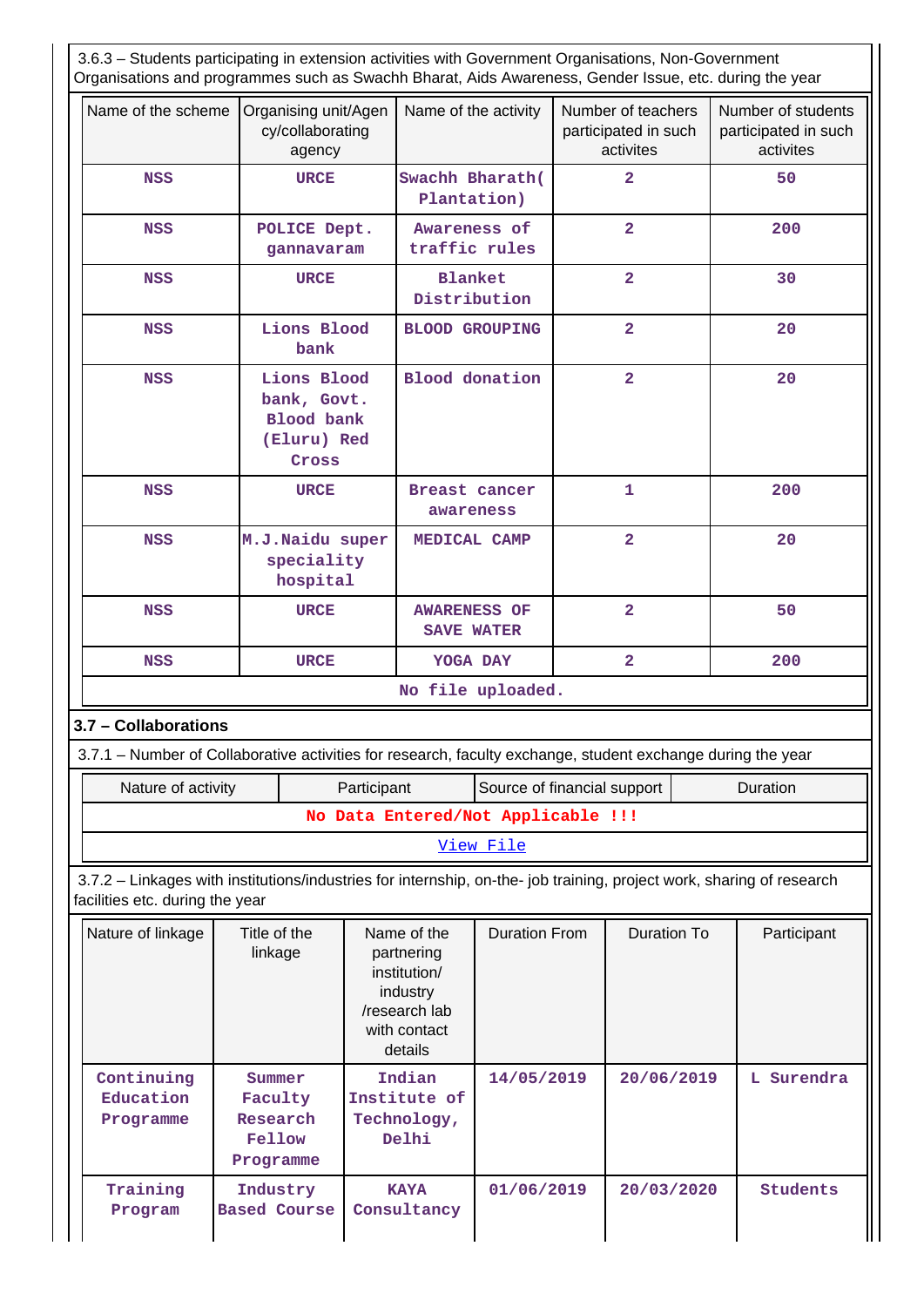3.6.3 – Students participating in extension activities with Government Organisations, Non-Government Organisations and programmes such as Swachh Bharat, Aids Awareness, Gender Issue, etc. during the year

| Name of the scheme | Organising unit/Agency/collaborating agency | Name of the activity | Number of teachers participated in such activites | Number of students participated in such activites |
|---|---|---|---|---|
| NSS | URCE | Swachh Bharath( Plantation) | 2 | 50 |
| NSS | POLICE Dept. gannavaram | Awareness of traffic rules | 2 | 200 |
| NSS | URCE | Blanket Distribution | 2 | 30 |
| NSS | Lions Blood bank | BLOOD GROUPING | 2 | 20 |
| NSS | Lions Blood bank, Govt. Blood bank (Eluru) Red Cross | Blood donation | 2 | 20 |
| NSS | URCE | Breast cancer awareness | 1 | 200 |
| NSS | M.J.Naidu super speciality hospital | MEDICAL CAMP | 2 | 20 |
| NSS | URCE | AWARENESS OF SAVE WATER | 2 | 50 |
| NSS | URCE | YOGA DAY | 2 | 200 |

No file uploaded.

## 3.7 – Collaborations

3.7.1 – Number of Collaborative activities for research, faculty exchange, student exchange during the year

| Nature of activity | Participant | Source of financial support | Duration |
|---|---|---|---|
| No Data Entered/Not Applicable !!! | | | |

View File

3.7.2 – Linkages with institutions/industries for internship, on-the- job training, project work, sharing of research facilities etc. during the year

| Nature of linkage | Title of the linkage | Name of the partnering institution/ industry /research lab with contact details | Duration From | Duration To | Participant |
|---|---|---|---|---|---|
| Continuing Education Programme | Summer Faculty Research Fellow Programme | Indian Institute of Technology, Delhi | 14/05/2019 | 20/06/2019 | L Surendra |
| Training Program | Industry Based Course | KAYA Consultancy | 01/06/2019 | 20/03/2020 | Students |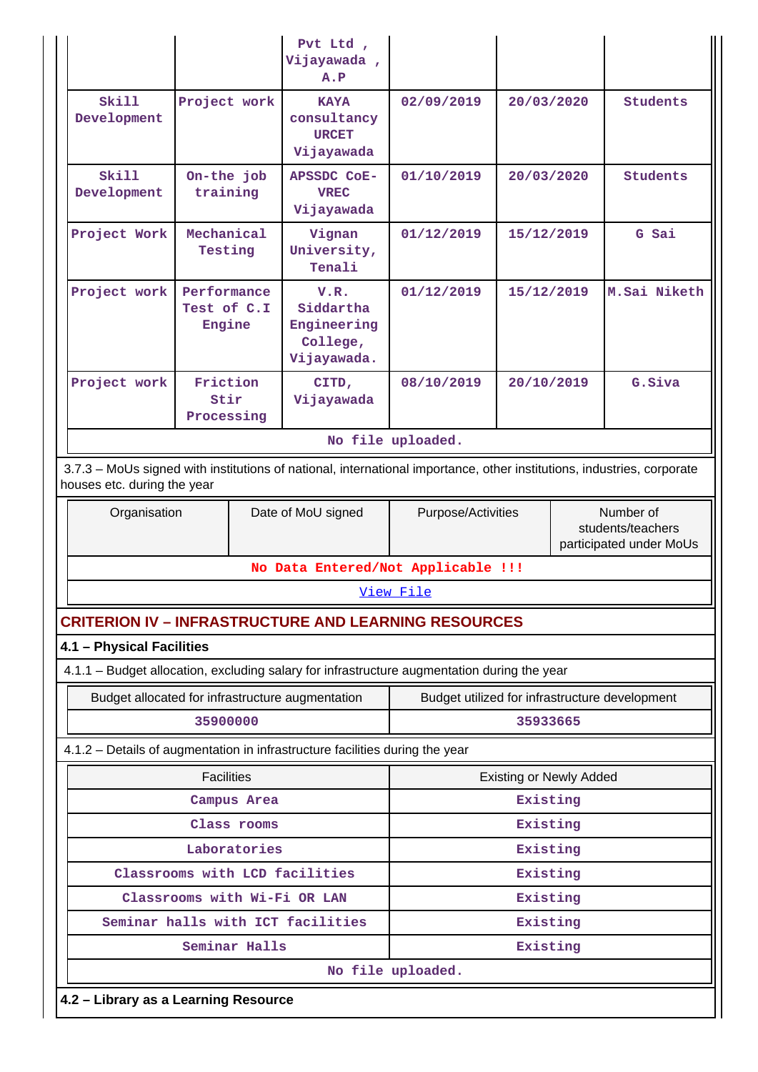| | | Pvt Ltd , Vijayawada , A.P | | | |
|---|---|---|---|---|---|
| Skill Development | Project work | KAYA consultancy URCET Vijayawada | 02/09/2019 | 20/03/2020 | Students |
| Skill Development | On-the job training | APSSDC CoE-VREC Vijayawada | 01/10/2019 | 20/03/2020 | Students |
| Project Work | Mechanical Testing | Vignan University, Tenali | 01/12/2019 | 15/12/2019 | G Sai |
| Project work | Performance Test of C.I Engine | V.R. Siddartha Engineering College, Vijayawada. | 01/12/2019 | 15/12/2019 | M.Sai Niketh |
| Project work | Friction Stir Processing | CITD, Vijayawada | 08/10/2019 | 20/10/2019 | G.Siva |

No file uploaded.

3.7.3 – MoUs signed with institutions of national, international importance, other institutions, industries, corporate houses etc. during the year

| Organisation | Date of MoU signed | Purpose/Activities | Number of students/teachers participated under MoUs |
|---|---|---|---|
| No Data Entered/Not Applicable !!! | | | |

View File

## CRITERION IV – INFRASTRUCTURE AND LEARNING RESOURCES

### 4.1 – Physical Facilities

4.1.1 – Budget allocation, excluding salary for infrastructure augmentation during the year

| Budget allocated for infrastructure augmentation | Budget utilized for infrastructure development |
|---|---|
| 35900000 | 35933665 |

4.1.2 – Details of augmentation in infrastructure facilities during the year

| Facilities | Existing or Newly Added |
|---|---|
| Campus Area | Existing |
| Class rooms | Existing |
| Laboratories | Existing |
| Classrooms with LCD facilities | Existing |
| Classrooms with Wi-Fi OR LAN | Existing |
| Seminar halls with ICT facilities | Existing |
| Seminar Halls | Existing |

No file uploaded.

### 4.2 – Library as a Learning Resource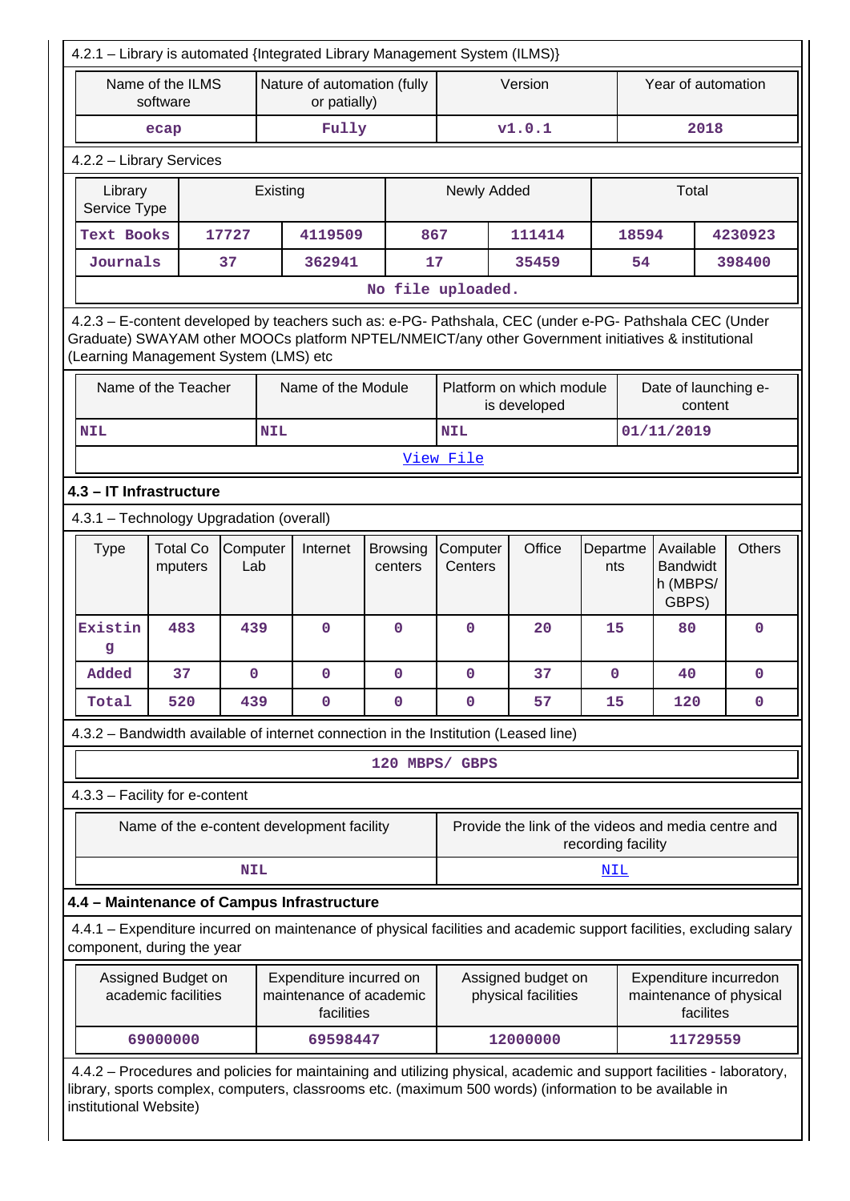4.2.1 – Library is automated {Integrated Library Management System (ILMS)}

| Name of the ILMS software | Nature of automation (fully or patially) | Version | Year of automation |
|---|---|---|---|
| ecap | Fully | v1.0.1 | 2018 |

4.2.2 – Library Services

| Library Service Type | Existing | | Newly Added | | Total | |
|---|---|---|---|---|---|---|
| Text Books | 17727 | 4119509 | 867 | 111414 | 18594 | 4230923 |
| Journals | 37 | 362941 | 17 | 35459 | 54 | 398400 |
| No file uploaded. | | | | | | |

4.2.3 – E-content developed by teachers such as: e-PG- Pathshala, CEC (under e-PG- Pathshala CEC (Under Graduate) SWAYAM other MOOCs platform NPTEL/NMEICT/any other Government initiatives & institutional (Learning Management System (LMS) etc

| Name of the Teacher | Name of the Module | Platform on which module is developed | Date of launching e-content |
|---|---|---|---|
| NIL | NIL | NIL | 01/11/2019 |
| View File | | | |

## 4.3 – IT Infrastructure

4.3.1 – Technology Upgradation (overall)

| Type | Total Computers | Computer Lab | Internet | Browsing centers | Computer Centers | Office | Departments | Available Bandwidth (MBPS/ GBPS) | Others |
|---|---|---|---|---|---|---|---|---|---|
| Existing | 483 | 439 | 0 | 0 | 0 | 20 | 15 | 80 | 0 |
| Added | 37 | 0 | 0 | 0 | 0 | 37 | 0 | 40 | 0 |
| Total | 520 | 439 | 0 | 0 | 0 | 57 | 15 | 120 | 0 |

4.3.2 – Bandwidth available of internet connection in the Institution (Leased line)

120 MBPS/ GBPS

4.3.3 – Facility for e-content

| Name of the e-content development facility | Provide the link of the videos and media centre and recording facility |
|---|---|
| NIL | NIL |

## 4.4 – Maintenance of Campus Infrastructure

4.4.1 – Expenditure incurred on maintenance of physical facilities and academic support facilities, excluding salary component, during the year

| Assigned Budget on academic facilities | Expenditure incurred on maintenance of academic facilities | Assigned budget on physical facilities | Expenditure incurredon maintenance of physical facilites |
|---|---|---|---|
| 69000000 | 69598447 | 12000000 | 11729559 |

4.4.2 – Procedures and policies for maintaining and utilizing physical, academic and support facilities - laboratory, library, sports complex, computers, classrooms etc. (maximum 500 words) (information to be available in institutional Website)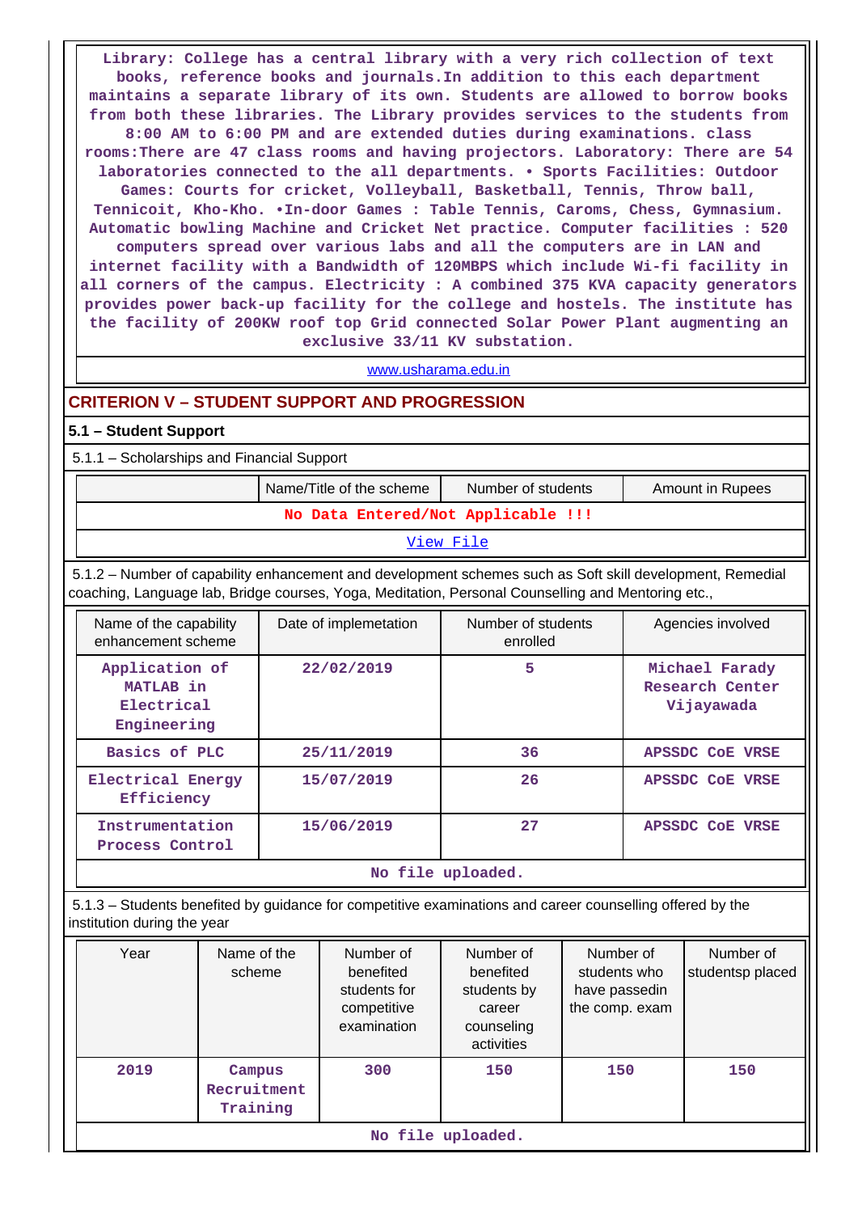Library: College has a central library with a very rich collection of text books, reference books and journals.In addition to this each department maintains a separate library of its own. Students are allowed to borrow books from both these libraries. The Library provides services to the students from 8:00 AM to 6:00 PM and are extended duties during examinations. class rooms:There are 47 class rooms and having projectors. Laboratory: There are 54 laboratories connected to the all departments. • Sports Facilities: Outdoor Games: Courts for cricket, Volleyball, Basketball, Tennis, Throw ball, Tennicoit, Kho-Kho. •In-door Games : Table Tennis, Caroms, Chess, Gymnasium. Automatic bowling Machine and Cricket Net practice. Computer facilities : 520 computers spread over various labs and all the computers are in LAN and internet facility with a Bandwidth of 120MBPS which include Wi-fi facility in all corners of the campus. Electricity : A combined 375 KVA capacity generators provides power back-up facility for the college and hostels. The institute has the facility of 200KW roof top Grid connected Solar Power Plant augmenting an exclusive 33/11 KV substation.

www.usharama.edu.in

## CRITERION V – STUDENT SUPPORT AND PROGRESSION

### 5.1 – Student Support

5.1.1 – Scholarships and Financial Support

| | Name/Title of the scheme | Number of students | Amount in Rupees |
|---|---|---|---|
| No Data Entered/Not Applicable !!! | | | |

View File

5.1.2 – Number of capability enhancement and development schemes such as Soft skill development, Remedial coaching, Language lab, Bridge courses, Yoga, Meditation, Personal Counselling and Mentoring etc.,

| Name of the capability enhancement scheme | Date of implemetation | Number of students enrolled | Agencies involved |
|---|---|---|---|
| Application of MATLAB in Electrical Engineering | 22/02/2019 | 5 | Michael Farady Research Center Vijayawada |
| Basics of PLC | 25/11/2019 | 36 | APSSDC CoE VRSE |
| Electrical Energy Efficiency | 15/07/2019 | 26 | APSSDC CoE VRSE |
| Instrumentation Process Control | 15/06/2019 | 27 | APSSDC CoE VRSE |

No file uploaded.

5.1.3 – Students benefited by guidance for competitive examinations and career counselling offered by the institution during the year

| Year | Name of the scheme | Number of benefited students for competitive examination | Number of benefited students by career counseling activities | Number of students who have passedin the comp. exam | Number of studentsp placed |
|---|---|---|---|---|---|
| 2019 | Campus Recruitment Training | 300 | 150 | 150 | 150 |

No file uploaded.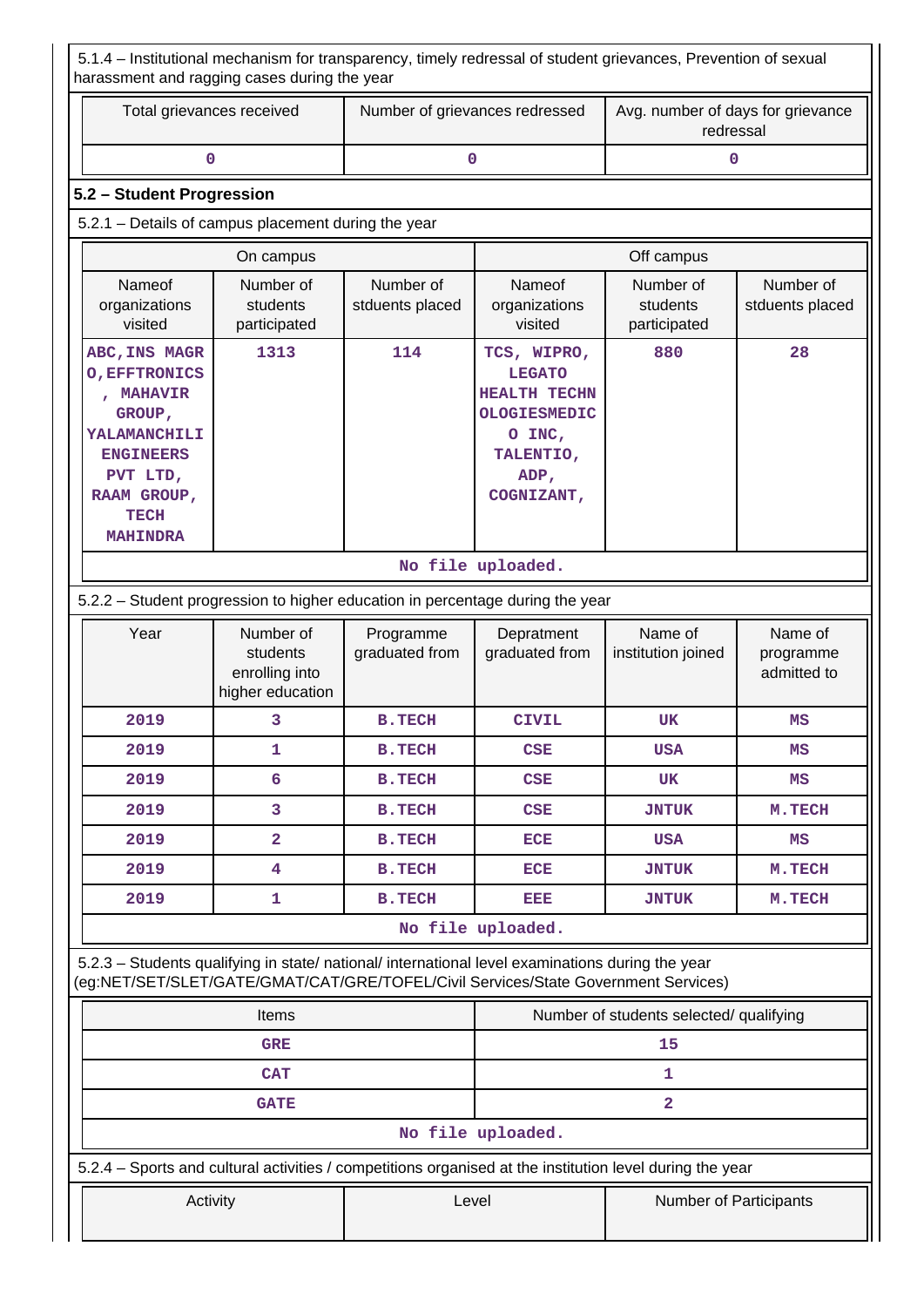5.1.4 – Institutional mechanism for transparency, timely redressal of student grievances, Prevention of sexual harassment and ragging cases during the year

| Total grievances received | Number of grievances redressed | Avg. number of days for grievance redressal |
|---|---|---|
| 0 | 0 | 0 |

## 5.2 – Student Progression

5.2.1 – Details of campus placement during the year

| On campus | | | Off campus | | |
|---|---|---|---|---|---|
| Nameof organizations visited | Number of students participated | Number of stduents placed | Nameof organizations visited | Number of students participated | Number of stduents placed |
| ABC,INS MAGRO,EFFTRONICS , MAHAVIR GROUP, YALAMANCHILI ENGINEERS PVT LTD, RAAM GROUP, TECH MAHINDRA | 1313 | 114 | TCS, WIPRO, LEGATO HEALTH TECHNOLOGIESMEDICO INC, TALENTIO, ADP, COGNIZANT, | 880 | 28 |

No file uploaded.

5.2.2 – Student progression to higher education in percentage during the year

| Year | Number of students enrolling into higher education | Programme graduated from | Depratment graduated from | Name of institution joined | Name of programme admitted to |
|---|---|---|---|---|---|
| 2019 | 3 | B.TECH | CIVIL | UK | MS |
| 2019 | 1 | B.TECH | CSE | USA | MS |
| 2019 | 6 | B.TECH | CSE | UK | MS |
| 2019 | 3 | B.TECH | CSE | JNTUK | M.TECH |
| 2019 | 2 | B.TECH | ECE | USA | MS |
| 2019 | 4 | B.TECH | ECE | JNTUK | M.TECH |
| 2019 | 1 | B.TECH | EEE | JNTUK | M.TECH |

No file uploaded.

5.2.3 – Students qualifying in state/ national/ international level examinations during the year (eg:NET/SET/SLET/GATE/GMAT/CAT/GRE/TOFEL/Civil Services/State Government Services)

| Items | Number of students selected/ qualifying |
|---|---|
| GRE | 15 |
| CAT | 1 |
| GATE | 2 |

No file uploaded.

5.2.4 – Sports and cultural activities / competitions organised at the institution level during the year

| Activity | Level | Number of Participants |
|---|---|---|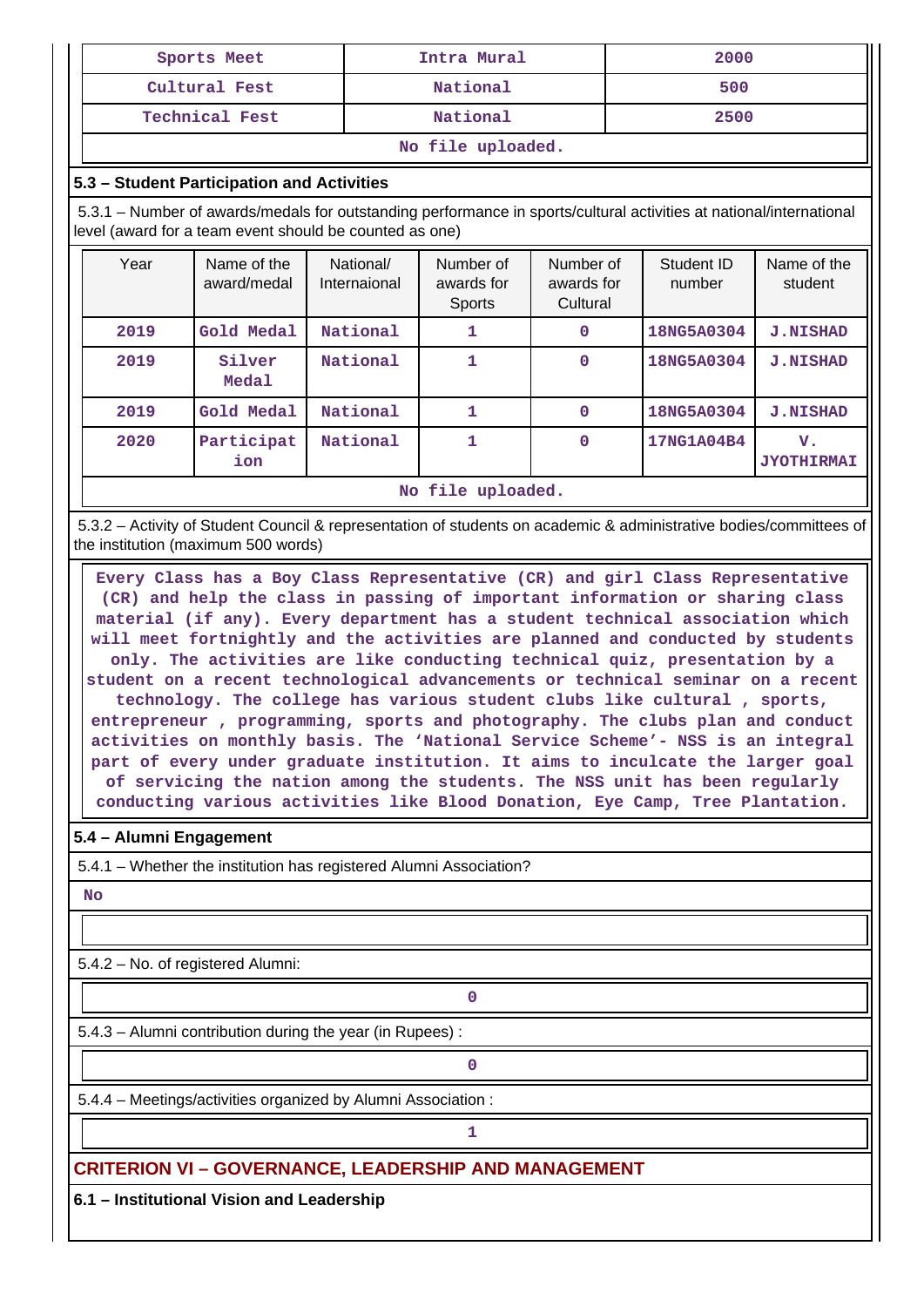| Sports Meet | Intra Mural | 2000 |
|---|---|---|
| Cultural Fest | National | 500 |
| Technical Fest | National | 2500 |
| No file uploaded. | | |

### 5.3 – Student Participation and Activities

5.3.1 – Number of awards/medals for outstanding performance in sports/cultural activities at national/international level (award for a team event should be counted as one)

| Year | Name of the award/medal | National/ Internaional | Number of awards for Sports | Number of awards for Cultural | Student ID number | Name of the student |
|---|---|---|---|---|---|---|
| 2019 | Gold Medal | National | 1 | 0 | 18NG5A0304 | J.NISHAD |
| 2019 | Silver Medal | National | 1 | 0 | 18NG5A0304 | J.NISHAD |
| 2019 | Gold Medal | National | 1 | 0 | 18NG5A0304 | J.NISHAD |
| 2020 | Participation | National | 1 | 0 | 17NG1A04B4 | V. JYOTHIRMAI |
| No file uploaded. | | | | | | |

5.3.2 – Activity of Student Council & representation of students on academic & administrative bodies/committees of the institution (maximum 500 words)

Every Class has a Boy Class Representative (CR) and girl Class Representative (CR) and help the class in passing of important information or sharing class material (if any). Every department has a student technical association which will meet fortnightly and the activities are planned and conducted by students only. The activities are like conducting technical quiz, presentation by a student on a recent technological advancements or technical seminar on a recent technology. The college has various student clubs like cultural , sports, entrepreneur , programming, sports and photography. The clubs plan and conduct activities on monthly basis. The 'National Service Scheme'- NSS is an integral part of every under graduate institution. It aims to inculcate the larger goal of servicing the nation among the students. The NSS unit has been regularly conducting various activities like Blood Donation, Eye Camp, Tree Plantation.

### 5.4 – Alumni Engagement

5.4.1 – Whether the institution has registered Alumni Association?

No

5.4.2 – No. of registered Alumni:

0

5.4.3 – Alumni contribution during the year (in Rupees) :

0

5.4.4 – Meetings/activities organized by Alumni Association :

1

## CRITERION VI – GOVERNANCE, LEADERSHIP AND MANAGEMENT

### 6.1 – Institutional Vision and Leadership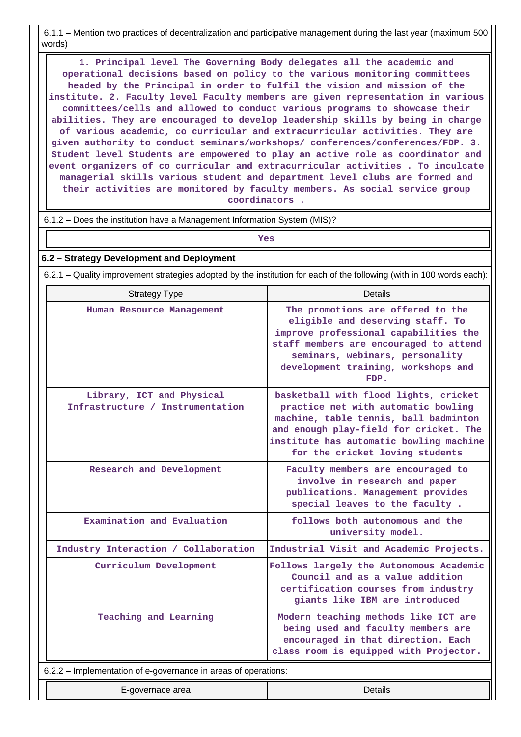6.1.1 – Mention two practices of decentralization and participative management during the last year (maximum 500 words)

1. Principal level The Governing Body delegates all the academic and operational decisions based on policy to the various monitoring committees headed by the Principal in order to fulfil the vision and mission of the institute. 2. Faculty level Faculty members are given representation in various committees/cells and allowed to conduct various programs to showcase their abilities. They are encouraged to develop leadership skills by being in charge of various academic, co curricular and extracurricular activities. They are given authority to conduct seminars/workshops/ conferences/conferences/FDP. 3. Student level Students are empowered to play an active role as coordinator and event organizers of co curricular and extracurricular activities . To inculcate managerial skills various student and department level clubs are formed and their activities are monitored by faculty members. As social service group coordinators .

6.1.2 – Does the institution have a Management Information System (MIS)?

Yes

## 6.2 – Strategy Development and Deployment

6.2.1 – Quality improvement strategies adopted by the institution for each of the following (with in 100 words each):

| Strategy Type | Details |
|---|---|
| Human Resource Management | The promotions are offered to the eligible and deserving staff. To improve professional capabilities the staff members are encouraged to attend seminars, webinars, personality development training, workshops and FDP. |
| Library, ICT and Physical Infrastructure / Instrumentation | basketball with flood lights, cricket practice net with automatic bowling machine, table tennis, ball badminton and enough play-field for cricket. The institute has automatic bowling machine for the cricket loving students |
| Research and Development | Faculty members are encouraged to involve in research and paper publications. Management provides special leaves to the faculty . |
| Examination and Evaluation | follows both autonomous and the university model. |
| Industry Interaction / Collaboration | Industrial Visit and Academic Projects. |
| Curriculum Development | Follows largely the Autonomous Academic Council and as a value addition certification courses from industry giants like IBM are introduced |
| Teaching and Learning | Modern teaching methods like ICT are being used and faculty members are encouraged in that direction. Each class room is equipped with Projector. |

6.2.2 – Implementation of e-governance in areas of operations:

| E-governace area | Details |
|---|---|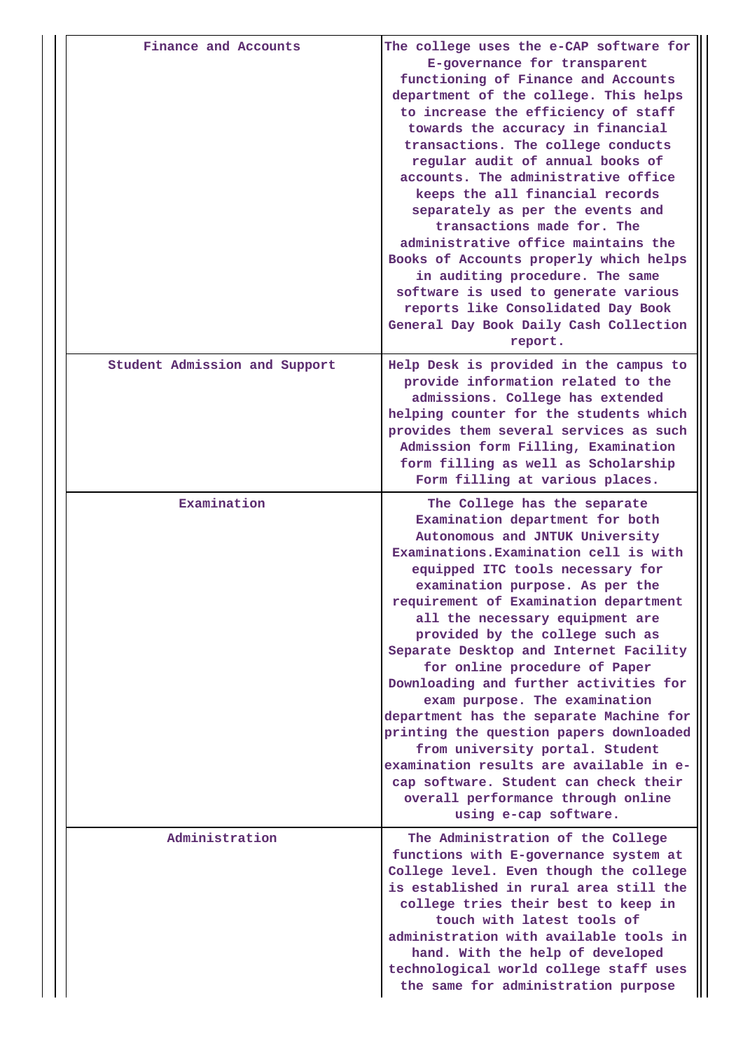| | |
|---|---|
| Finance and Accounts | The college uses the e-CAP software for E-governance for transparent functioning of Finance and Accounts department of the college. This helps to increase the efficiency of staff towards the accuracy in financial transactions. The college conducts regular audit of annual books of accounts. The administrative office keeps the all financial records separately as per the events and transactions made for. The administrative office maintains the Books of Accounts properly which helps in auditing procedure. The same software is used to generate various reports like Consolidated Day Book General Day Book Daily Cash Collection report. |
| Student Admission and Support | Help Desk is provided in the campus to provide information related to the admissions. College has extended helping counter for the students which provides them several services as such Admission form Filling, Examination form filling as well as Scholarship Form filling at various places. |
| Examination | The College has the separate Examination department for both Autonomous and JNTUK University Examinations.Examination cell is with equipped ITC tools necessary for examination purpose. As per the requirement of Examination department all the necessary equipment are provided by the college such as Separate Desktop and Internet Facility for online procedure of Paper Downloading and further activities for exam purpose. The examination department has the separate Machine for printing the question papers downloaded from university portal. Student examination results are available in e-cap software. Student can check their overall performance through online using e-cap software. |
| Administration | The Administration of the College functions with E-governance system at College level. Even though the college is established in rural area still the college tries their best to keep in touch with latest tools of administration with available tools in hand. With the help of developed technological world college staff uses the same for administration purpose |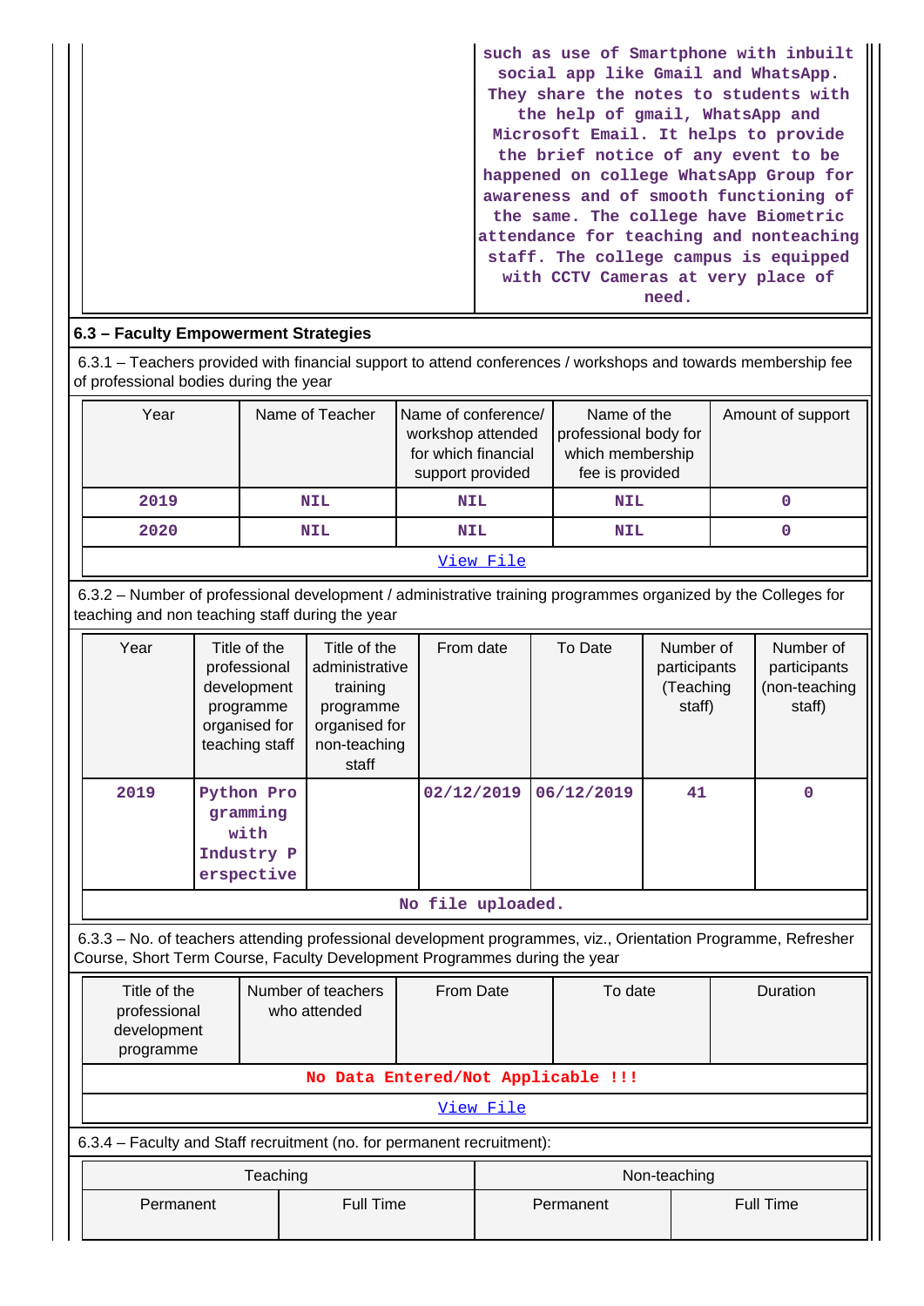| | such as use of Smartphone with inbuilt social app like Gmail and WhatsApp. They share the notes to students with the help of gmail, WhatsApp and Microsoft Email. It helps to provide the brief notice of any event to be happened on college WhatsApp Group for awareness and of smooth functioning of the same. The college have Biometric attendance for teaching and nonteaching staff. The college campus is equipped with CCTV Cameras at very place of need. |
|---|---|

## 6.3 – Faculty Empowerment Strategies

6.3.1 – Teachers provided with financial support to attend conferences / workshops and towards membership fee of professional bodies during the year

| Year | Name of Teacher | Name of conference/ workshop attended for which financial support provided | Name of the professional body for which membership fee is provided | Amount of support |
|---|---|---|---|---|
| 2019 | NIL | NIL | NIL | 0 |
| 2020 | NIL | NIL | NIL | 0 |
| View File | | | | |

6.3.2 – Number of professional development / administrative training programmes organized by the Colleges for teaching and non teaching staff during the year

| Year | Title of the professional development programme organised for teaching staff | Title of the administrative training programme organised for non-teaching staff | From date | To Date | Number of participants (Teaching staff) | Number of participants (non-teaching staff) |
|---|---|---|---|---|---|---|
| 2019 | Python Programming with Industry Perspective | | 02/12/2019 | 06/12/2019 | 41 | 0 |
| No file uploaded. | | | | | | |

6.3.3 – No. of teachers attending professional development programmes, viz., Orientation Programme, Refresher Course, Short Term Course, Faculty Development Programmes during the year

| Title of the professional development programme | Number of teachers who attended | From Date | To date | Duration |
|---|---|---|---|---|
| No Data Entered/Not Applicable !!! | | | | |
| View File | | | | |

6.3.4 – Faculty and Staff recruitment (no. for permanent recruitment):

| Teaching | | Non-teaching | |
|---|---|---|---|
| Permanent | Full Time | Permanent | Full Time |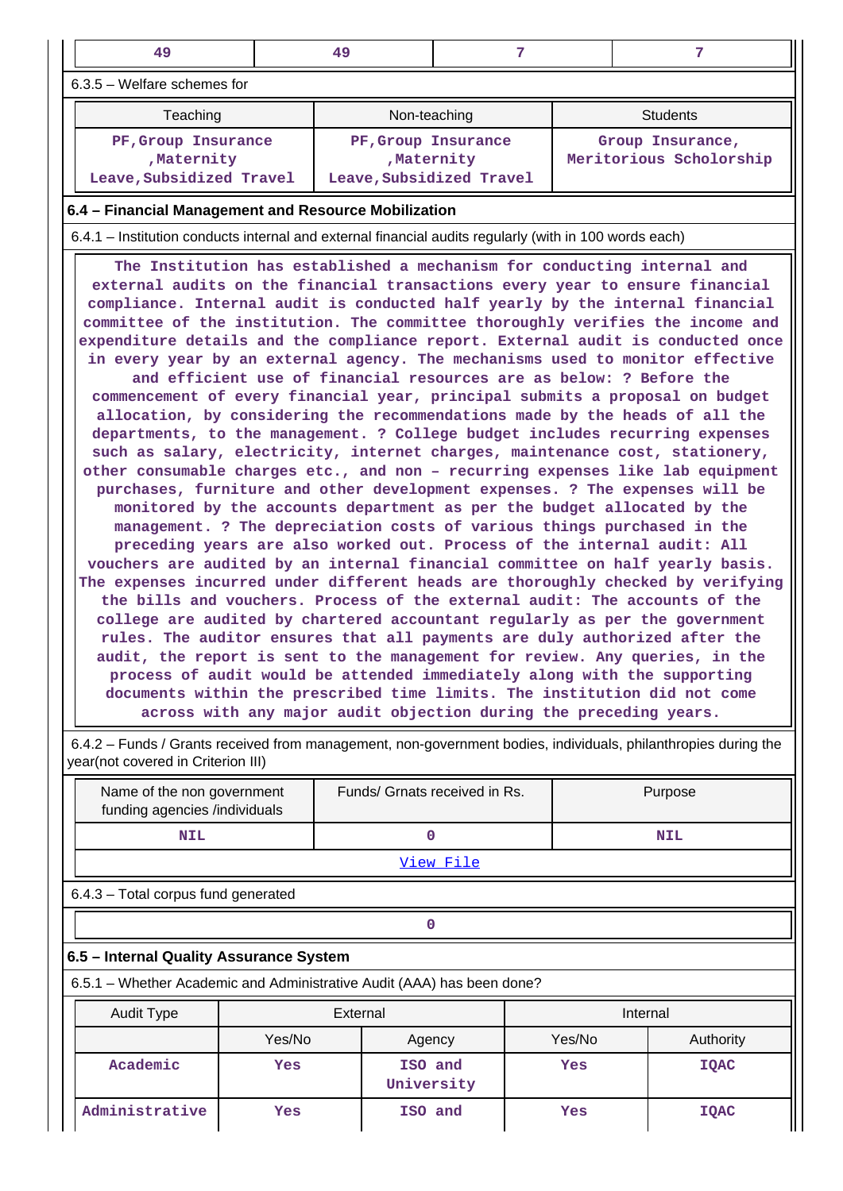| 49 | 49 | 7 | 7 |
|---|---|---|---|

6.3.5 – Welfare schemes for

| Teaching | Non-teaching | Students |
|---|---|---|
| PF,Group Insurance ,Maternity Leave,Subsidized Travel | PF,Group Insurance ,Maternity Leave,Subsidized Travel | Group Insurance, Meritorious Scholorship |

### 6.4 – Financial Management and Resource Mobilization

6.4.1 – Institution conducts internal and external financial audits regularly (with in 100 words each)

The Institution has established a mechanism for conducting internal and external audits on the financial transactions every year to ensure financial compliance. Internal audit is conducted half yearly by the internal financial committee of the institution. The committee thoroughly verifies the income and expenditure details and the compliance report. External audit is conducted once in every year by an external agency. The mechanisms used to monitor effective and efficient use of financial resources are as below: ? Before the commencement of every financial year, principal submits a proposal on budget allocation, by considering the recommendations made by the heads of all the departments, to the management. ? College budget includes recurring expenses such as salary, electricity, internet charges, maintenance cost, stationery, other consumable charges etc., and non – recurring expenses like lab equipment purchases, furniture and other development expenses. ? The expenses will be monitored by the accounts department as per the budget allocated by the management. ? The depreciation costs of various things purchased in the preceding years are also worked out. Process of the internal audit: All vouchers are audited by an internal financial committee on half yearly basis. The expenses incurred under different heads are thoroughly checked by verifying the bills and vouchers. Process of the external audit: The accounts of the college are audited by chartered accountant regularly as per the government rules. The auditor ensures that all payments are duly authorized after the audit, the report is sent to the management for review. Any queries, in the process of audit would be attended immediately along with the supporting documents within the prescribed time limits. The institution did not come across with any major audit objection during the preceding years.

6.4.2 – Funds / Grants received from management, non-government bodies, individuals, philanthropies during the year(not covered in Criterion III)

| Name of the non government funding agencies /individuals | Funds/ Grnats received in Rs. | Purpose |
|---|---|---|
| NIL | 0 | NIL |
| View File | | |

6.4.3 – Total corpus fund generated

| 0 |
|---|

### 6.5 – Internal Quality Assurance System

6.5.1 – Whether Academic and Administrative Audit (AAA) has been done?

| Audit Type | External | | Internal | |
|---|---|---|---|---|
| | Yes/No | Agency | Yes/No | Authority |
| Academic | Yes | ISO and University | Yes | IQAC |
| Administrative | Yes | ISO and | Yes | IQAC |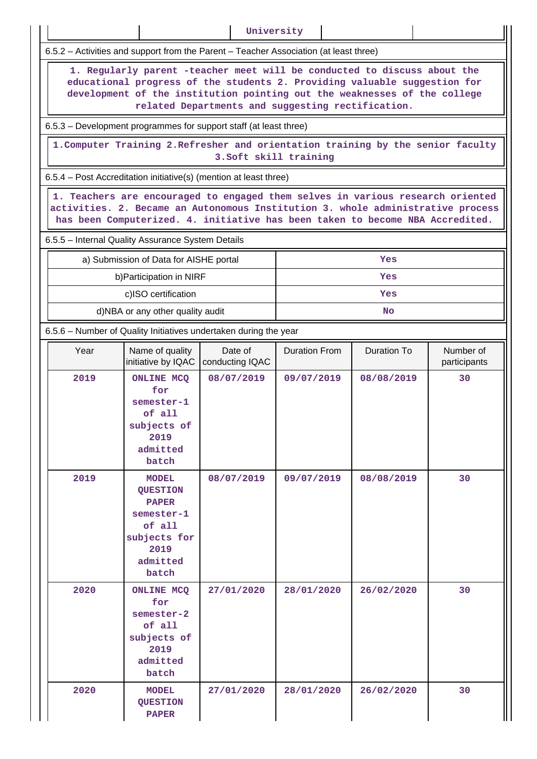| | | University | | |
|---|---|---|---|---|

6.5.2 – Activities and support from the Parent – Teacher Association (at least three)

1. Regularly parent -teacher meet will be conducted to discuss about the educational progress of the students 2. Providing valuable suggestion for development of the institution pointing out the weaknesses of the college related Departments and suggesting rectification.

6.5.3 – Development programmes for support staff (at least three)

1.Computer Training 2.Refresher and orientation training by the senior faculty 3.Soft skill training

6.5.4 – Post Accreditation initiative(s) (mention at least three)

1. Teachers are encouraged to engaged them selves in various research oriented activities. 2. Became an Autonomous Institution 3. whole administrative process has been Computerized. 4. initiative has been taken to become NBA Accredited.

6.5.5 – Internal Quality Assurance System Details

| | |
|---|---|
| a) Submission of Data for AISHE portal | Yes |
| b)Participation in NIRF | Yes |
| c)ISO certification | Yes |
| d)NBA or any other quality audit | No |

6.5.6 – Number of Quality Initiatives undertaken during the year

| Year | Name of quality initiative by IQAC | Date of conducting IQAC | Duration From | Duration To | Number of participants |
|---|---|---|---|---|---|
| 2019 | ONLINE MCQ for semester-1 of all subjects of 2019 admitted batch | 08/07/2019 | 09/07/2019 | 08/08/2019 | 30 |
| 2019 | MODEL QUESTION PAPER semester-1 of all subjects for 2019 admitted batch | 08/07/2019 | 09/07/2019 | 08/08/2019 | 30 |
| 2020 | ONLINE MCQ for semester-2 of all subjects of 2019 admitted batch | 27/01/2020 | 28/01/2020 | 26/02/2020 | 30 |
| 2020 | MODEL QUESTION PAPER | 27/01/2020 | 28/01/2020 | 26/02/2020 | 30 |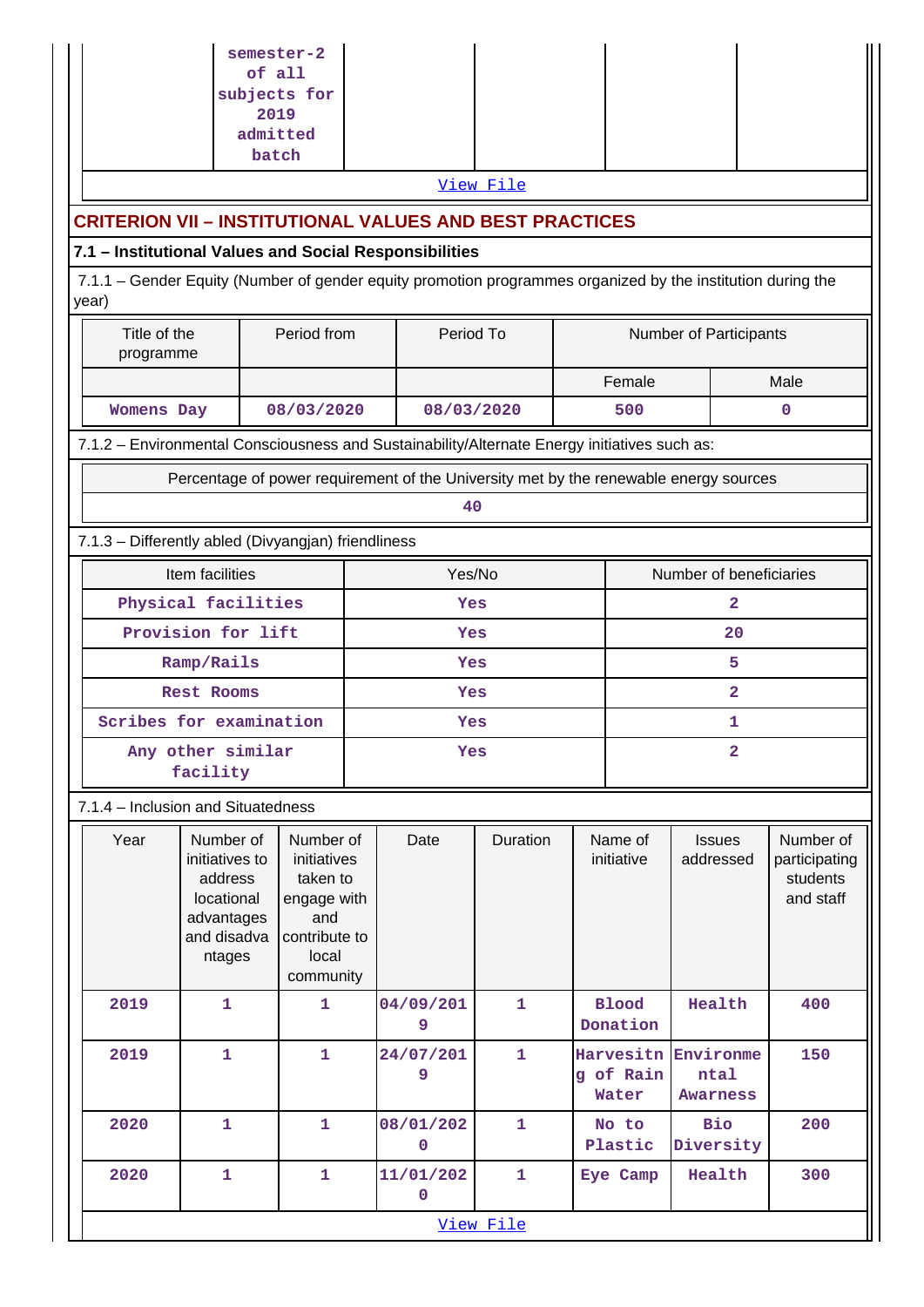| | semester-2 of all subjects for 2019 admitted batch | | | | |
|---|---|---|---|---|---|

[View File]

## CRITERION VII – INSTITUTIONAL VALUES AND BEST PRACTICES

### 7.1 – Institutional Values and Social Responsibilities

7.1.1 – Gender Equity (Number of gender equity promotion programmes organized by the institution during the year)

| Title of the programme | Period from | Period To | Number of Participants | |
|---|---|---|---|---|
| | | | Female | Male |
| Womens Day | 08/03/2020 | 08/03/2020 | 500 | 0 |

7.1.2 – Environmental Consciousness and Sustainability/Alternate Energy initiatives such as:

| Percentage of power requirement of the University met by the renewable energy sources |
|---|
| 40 |

7.1.3 – Differently abled (Divyangjan) friendliness

| Item facilities | Yes/No | Number of beneficiaries |
|---|---|---|
| Physical facilities | Yes | 2 |
| Provision for lift | Yes | 20 |
| Ramp/Rails | Yes | 5 |
| Rest Rooms | Yes | 2 |
| Scribes for examination | Yes | 1 |
| Any other similar facility | Yes | 2 |

7.1.4 – Inclusion and Situatedness

| Year | Number of initiatives to address locational advantages and disadvantages | Number of initiatives taken to engage with and contribute to local community | Date | Duration | Name of initiative | Issues addressed | Number of participating students and staff |
|---|---|---|---|---|---|---|---|
| 2019 | 1 | 1 | 04/09/2019 | 1 | Blood Donation | Health | 400 |
| 2019 | 1 | 1 | 24/07/2019 | 1 | Harvesitng of Rain Water | Environmental Awarness | 150 |
| 2020 | 1 | 1 | 08/01/2020 | 1 | No to Plastic | Bio Diversity | 200 |
| 2020 | 1 | 1 | 11/01/2020 | 1 | Eye Camp | Health | 300 |

[View File]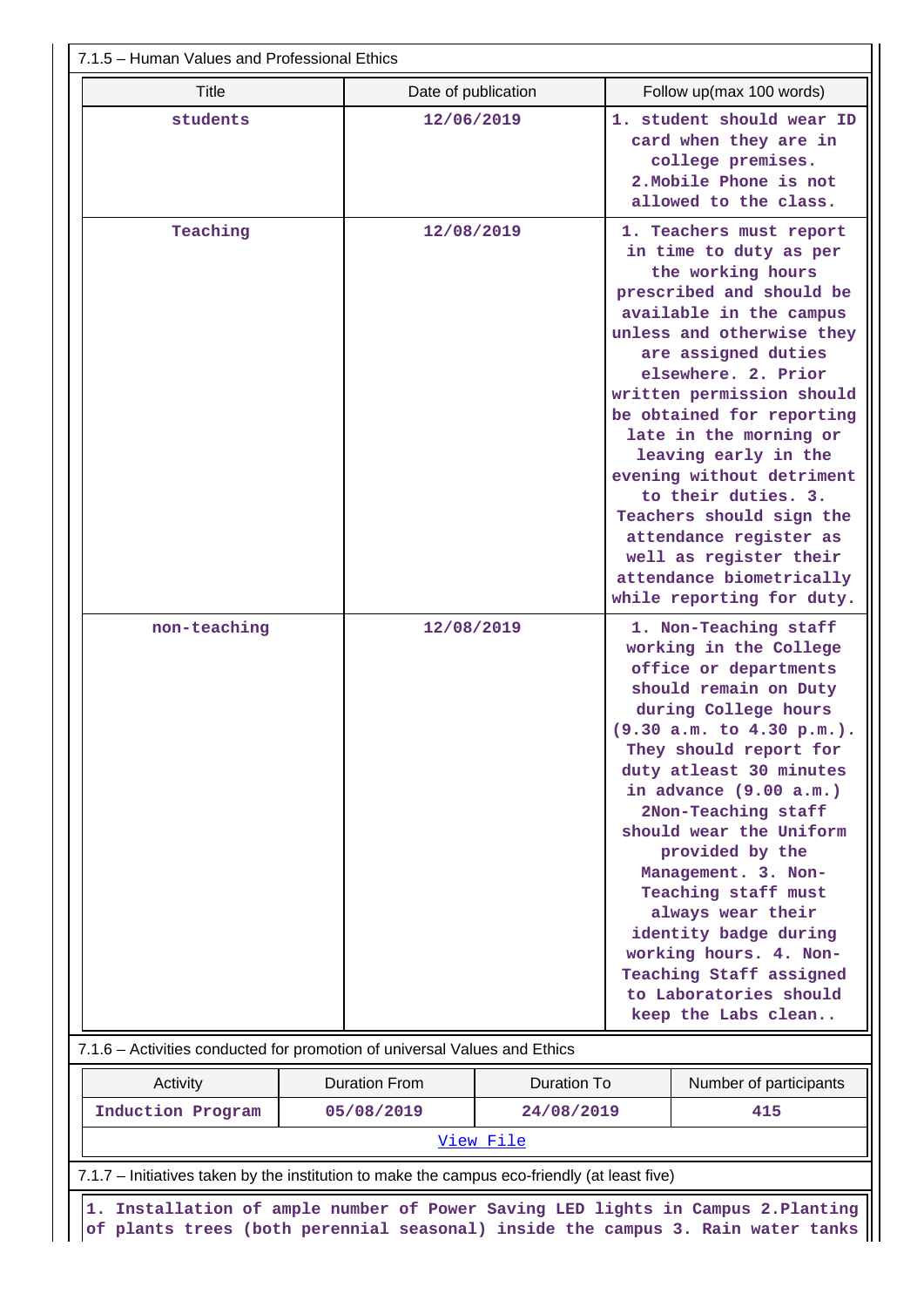7.1.5 – Human Values and Professional Ethics

| Title | Date of publication | Follow up(max 100 words) |
|---|---|---|
| students | 12/06/2019 | 1. student should wear ID card when they are in college premises. 2.Mobile Phone is not allowed to the class. |
| Teaching | 12/08/2019 | 1. Teachers must report in time to duty as per the working hours prescribed and should be available in the campus unless and otherwise they are assigned duties elsewhere. 2. Prior written permission should be obtained for reporting late in the morning or leaving early in the evening without detriment to their duties. 3. Teachers should sign the attendance register as well as register their attendance biometrically while reporting for duty. |
| non-teaching | 12/08/2019 | 1. Non-Teaching staff working in the College office or departments should remain on Duty during College hours (9.30 a.m. to 4.30 p.m.). They should report for duty atleast 30 minutes in advance (9.00 a.m.) 2Non-Teaching staff should wear the Uniform provided by the Management. 3. Non-Teaching staff must always wear their identity badge during working hours. 4. Non-Teaching Staff assigned to Laboratories should keep the Labs clean.. |

7.1.6 – Activities conducted for promotion of universal Values and Ethics

| Activity | Duration From | Duration To | Number of participants |
|---|---|---|---|
| Induction Program | 05/08/2019 | 24/08/2019 | 415 |
| View File | | | |

7.1.7 – Initiatives taken by the institution to make the campus eco-friendly (at least five)

1. Installation of ample number of Power Saving LED lights in Campus 2.Planting of plants trees (both perennial seasonal) inside the campus 3. Rain water tanks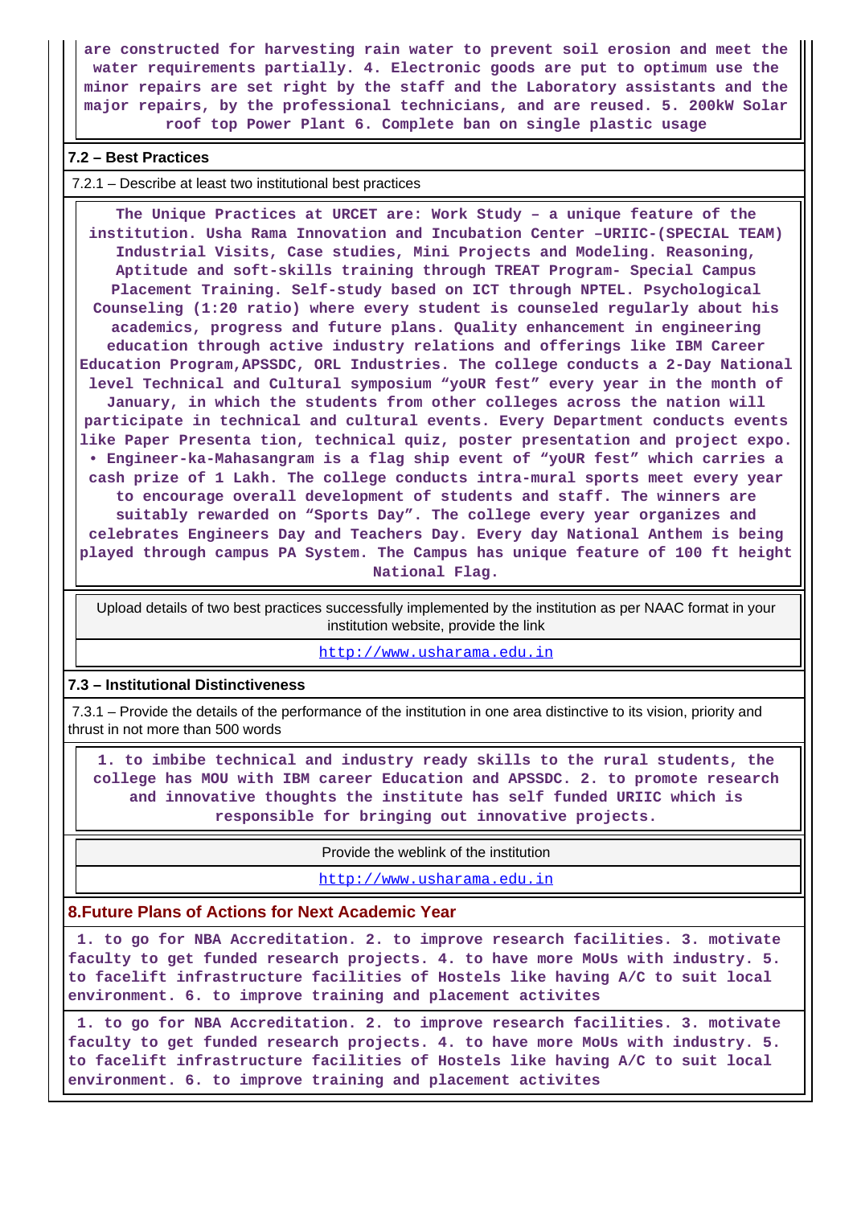are constructed for harvesting rain water to prevent soil erosion and meet the water requirements partially. 4. Electronic goods are put to optimum use the minor repairs are set right by the staff and the Laboratory assistants and the major repairs, by the professional technicians, and are reused. 5. 200kW Solar roof top Power Plant 6. Complete ban on single plastic usage

**7.2 – Best Practices**

7.2.1 – Describe at least two institutional best practices

The Unique Practices at URCET are: Work Study – a unique feature of the institution. Usha Rama Innovation and Incubation Center –URIIC-(SPECIAL TEAM) Industrial Visits, Case studies, Mini Projects and Modeling. Reasoning, Aptitude and soft-skills training through TREAT Program- Special Campus Placement Training. Self-study based on ICT through NPTEL. Psychological Counseling (1:20 ratio) where every student is counseled regularly about his academics, progress and future plans. Quality enhancement in engineering education through active industry relations and offerings like IBM Career Education Program,APSSDC, ORL Industries. The college conducts a 2-Day National level Technical and Cultural symposium “yoUR fest” every year in the month of January, in which the students from other colleges across the nation will participate in technical and cultural events. Every Department conducts events like Paper Presenta tion, technical quiz, poster presentation and project expo. • Engineer-ka-Mahasangram is a flag ship event of “yoUR fest” which carries a cash prize of 1 Lakh. The college conducts intra-mural sports meet every year to encourage overall development of students and staff. The winners are suitably rewarded on “Sports Day”. The college every year organizes and celebrates Engineers Day and Teachers Day. Every day National Anthem is being played through campus PA System. The Campus has unique feature of 100 ft height National Flag.

| Upload details of two best practices successfully implemented by the institution as per NAAC format in your institution website, provide the link |
|---|
| http://www.usharama.edu.in |

**7.3 – Institutional Distinctiveness**

7.3.1 – Provide the details of the performance of the institution in one area distinctive to its vision, priority and thrust in not more than 500 words

1. to imbibe technical and industry ready skills to the rural students, the college has MOU with IBM career Education and APSSDC. 2. to promote research and innovative thoughts the institute has self funded URIIC which is responsible for bringing out innovative projects.

| Provide the weblink of the institution |
|---|
| http://www.usharama.edu.in |

## 8.Future Plans of Actions for Next Academic Year

1. to go for NBA Accreditation. 2. to improve research facilities. 3. motivate faculty to get funded research projects. 4. to have more MoUs with industry. 5. to facelift infrastructure facilities of Hostels like having A/C to suit local environment. 6. to improve training and placement activites

1. to go for NBA Accreditation. 2. to improve research facilities. 3. motivate faculty to get funded research projects. 4. to have more MoUs with industry. 5. to facelift infrastructure facilities of Hostels like having A/C to suit local environment. 6. to improve training and placement activites